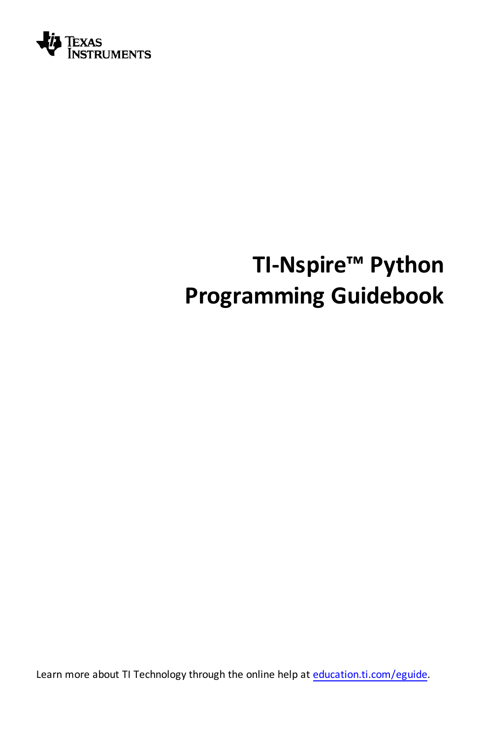Texas Instruments

# TI-Nspire™ Python Programming Guidebook

Learn more about TI Technology through the online help at education.ti.com/eguide.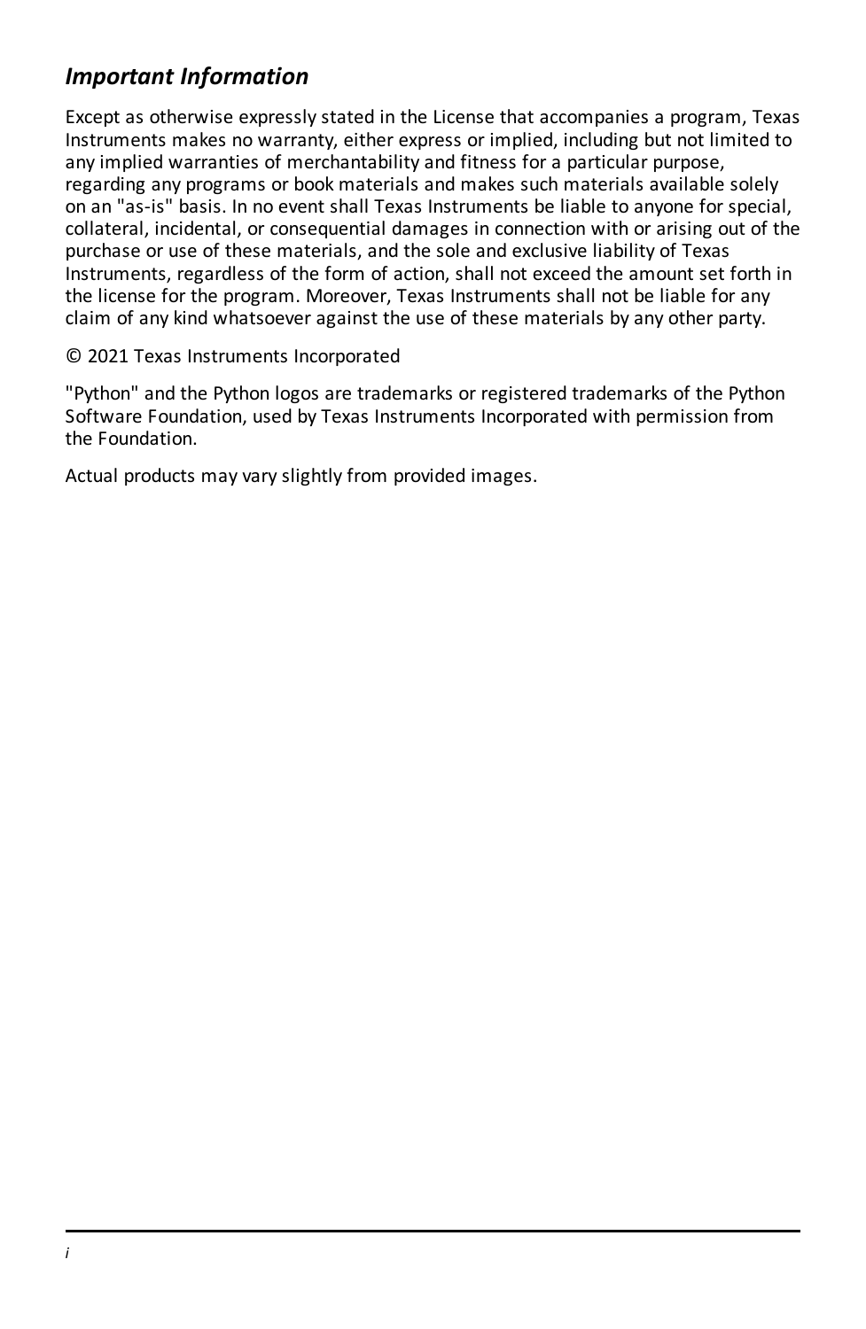## *Important Information*

Except as otherwise expressly stated in the License that accompanies a program, Texas Instruments makes no warranty, either express or implied, including but not limited to any implied warranties of merchantability and fitness for a particular purpose, regarding any programs or book materials and makes such materials available solely on an "as-is" basis. In no event shall Texas Instruments be liable to anyone for special, collateral, incidental, or consequential damages in connection with or arising out of the purchase or use of these materials, and the sole and exclusive liability of Texas Instruments, regardless of the form of action, shall not exceed the amount set forth in the license for the program. Moreover, Texas Instruments shall not be liable for any claim of any kind whatsoever against the use of these materials by any other party.

© 2021 Texas Instruments Incorporated

"Python" and the Python logos are trademarks or registered trademarks of the Python Software Foundation, used by Texas Instruments Incorporated with permission from the Foundation.

Actual products may vary slightly from provided images.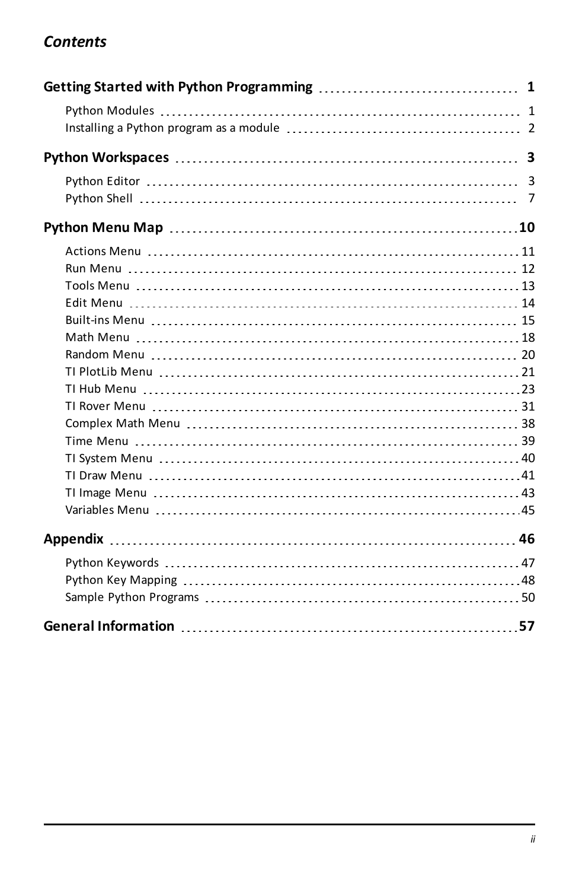# *Contents*

**Getting Started with Python Programming** .......... **1**

- Python Modules .......... 1
- Installing a Python program as a module .......... 2

**Python Workspaces** .......... **3**

- Python Editor .......... 3
- Python Shell .......... 7

**Python Menu Map** .......... **10**

- Actions Menu .......... 11
- Run Menu .......... 12
- Tools Menu .......... 13
- Edit Menu .......... 14
- Built-ins Menu .......... 15
- Math Menu .......... 18
- Random Menu .......... 20
- TI PlotLib Menu .......... 21
- TI Hub Menu .......... 23
- TI Rover Menu .......... 31
- Complex Math Menu .......... 38
- Time Menu .......... 39
- TI System Menu .......... 40
- TI Draw Menu .......... 41
- TI Image Menu .......... 43
- Variables Menu .......... 45

**Appendix** .......... **46**

- Python Keywords .......... 47
- Python Key Mapping .......... 48
- Sample Python Programs .......... 50

**General Information** .......... **57**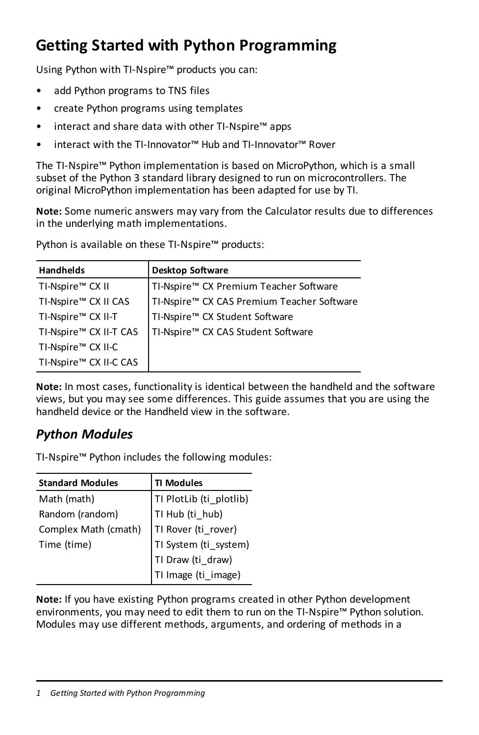# Getting Started with Python Programming

Using Python with TI-Nspire™ products you can:

- add Python programs to TNS files
- create Python programs using templates
- interact and share data with other TI-Nspire™ apps
- interact with the TI-Innovator™ Hub and TI-Innovator™ Rover

The TI-Nspire™ Python implementation is based on MicroPython, which is a small subset of the Python 3 standard library designed to run on microcontrollers. The original MicroPython implementation has been adapted for use by TI.

**Note:** Some numeric answers may vary from the Calculator results due to differences in the underlying math implementations.

Python is available on these TI-Nspire™ products:

| Handhelds | Desktop Software |
|---|---|
| TI-Nspire™ CX II | TI-Nspire™ CX Premium Teacher Software |
| TI-Nspire™ CX II CAS | TI-Nspire™ CX CAS Premium Teacher Software |
| TI-Nspire™ CX II-T | TI-Nspire™ CX Student Software |
| TI-Nspire™ CX II-T CAS | TI-Nspire™ CX CAS Student Software |
| TI-Nspire™ CX II-C | |
| TI-Nspire™ CX II-C CAS | |

**Note:** In most cases, functionality is identical between the handheld and the software views, but you may see some differences. This guide assumes that you are using the handheld device or the Handheld view in the software.

## *Python Modules*

TI-Nspire™ Python includes the following modules:

| Standard Modules | TI Modules |
|---|---|
| Math (math) | TI PlotLib (ti_plotlib) |
| Random (random) | TI Hub (ti_hub) |
| Complex Math (cmath) | TI Rover (ti_rover) |
| Time (time) | TI System (ti_system) |
| | TI Draw (ti_draw) |
| | TI Image (ti_image) |

**Note:** If you have existing Python programs created in other Python development environments, you may need to edit them to run on the TI-Nspire™ Python solution. Modules may use different methods, arguments, and ordering of methods in a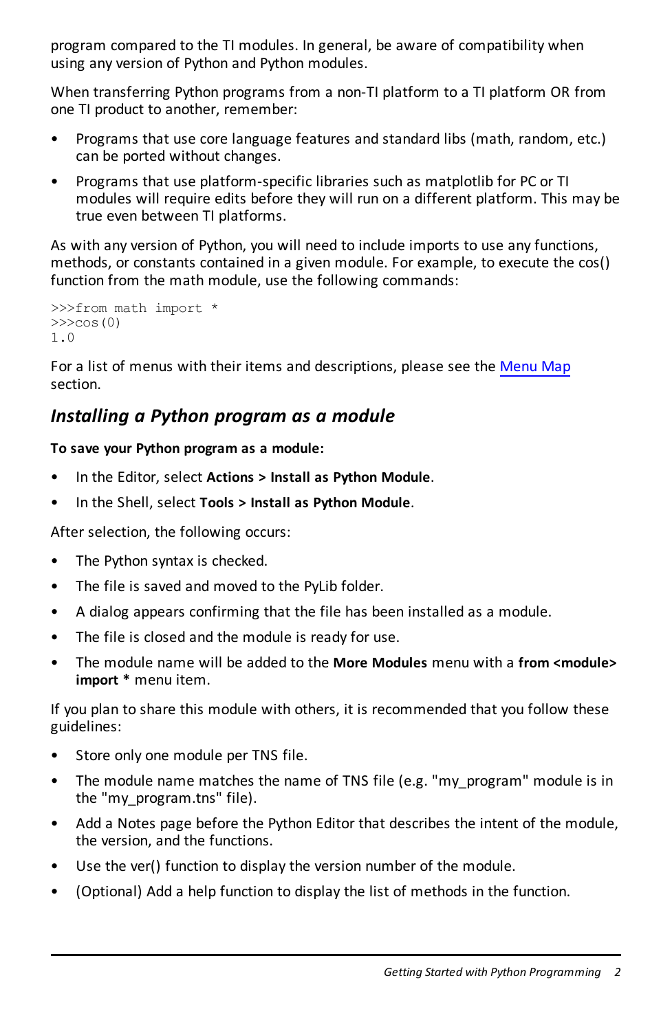program compared to the TI modules. In general, be aware of compatibility when using any version of Python and Python modules.

When transferring Python programs from a non-TI platform to a TI platform OR from one TI product to another, remember:

- Programs that use core language features and standard libs (math, random, etc.) can be ported without changes.
- Programs that use platform-specific libraries such as matplotlib for PC or TI modules will require edits before they will run on a different platform. This may be true even between TI platforms.

As with any version of Python, you will need to include imports to use any functions, methods, or constants contained in a given module. For example, to execute the cos() function from the math module, use the following commands:

```
>>>from math import *
>>>cos(0)
1.0
```

For a list of menus with their items and descriptions, please see the Menu Map section.

## *Installing a Python program as a module*

**To save your Python program as a module:**

- In the Editor, select **Actions > Install as Python Module**.
- In the Shell, select **Tools > Install as Python Module**.

After selection, the following occurs:

- The Python syntax is checked.
- The file is saved and moved to the PyLib folder.
- A dialog appears confirming that the file has been installed as a module.
- The file is closed and the module is ready for use.
- The module name will be added to the **More Modules** menu with a **from <module> import *** menu item.

If you plan to share this module with others, it is recommended that you follow these guidelines:

- Store only one module per TNS file.
- The module name matches the name of TNS file (e.g. "my_program" module is in the "my_program.tns" file).
- Add a Notes page before the Python Editor that describes the intent of the module, the version, and the functions.
- Use the ver() function to display the version number of the module.
- (Optional) Add a help function to display the list of methods in the function.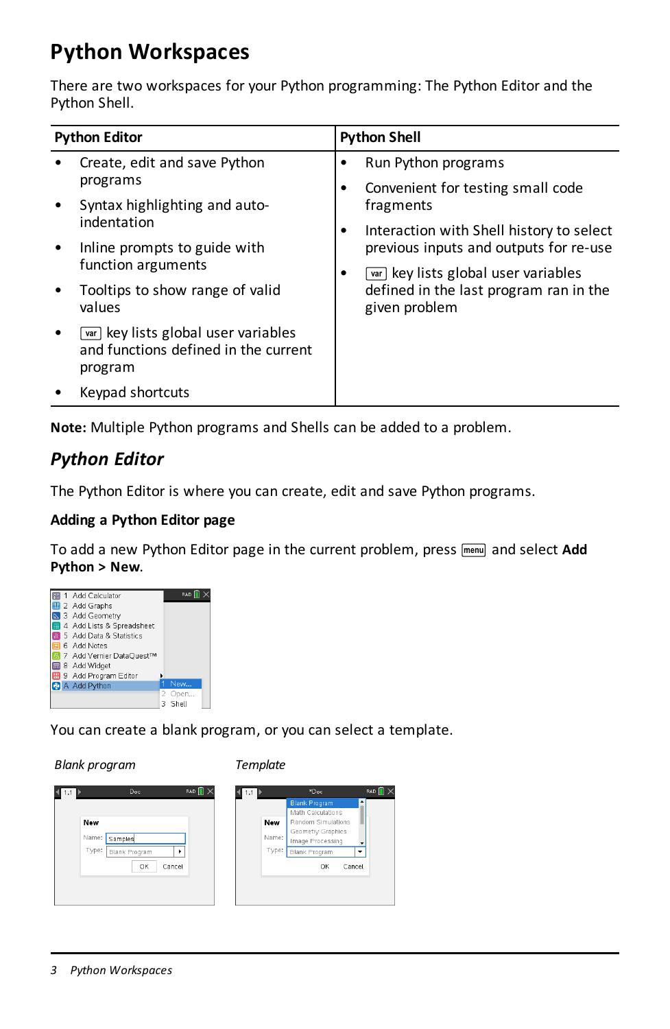# Python Workspaces

There are two workspaces for your Python programming: The Python Editor and the Python Shell.

| Python Editor | Python Shell |
|---|---|
| • Create, edit and save Python programs<br>• Syntax highlighting and auto-indentation<br>• Inline prompts to guide with function arguments<br>• Tooltips to show range of valid values<br>• var key lists global user variables and functions defined in the current program<br>• Keypad shortcuts | • Run Python programs<br>• Convenient for testing small code fragments<br>• Interaction with Shell history to select previous inputs and outputs for re-use<br>• var key lists global user variables defined in the last program ran in the given problem |

**Note:** Multiple Python programs and Shells can be added to a problem.

## *Python Editor*

The Python Editor is where you can create, edit and save Python programs.

### Adding a Python Editor page

To add a new Python Editor page in the current problem, press menu and select **Add Python > New**.

You can create a blank program, or you can select a template.

*Blank program*

*Template*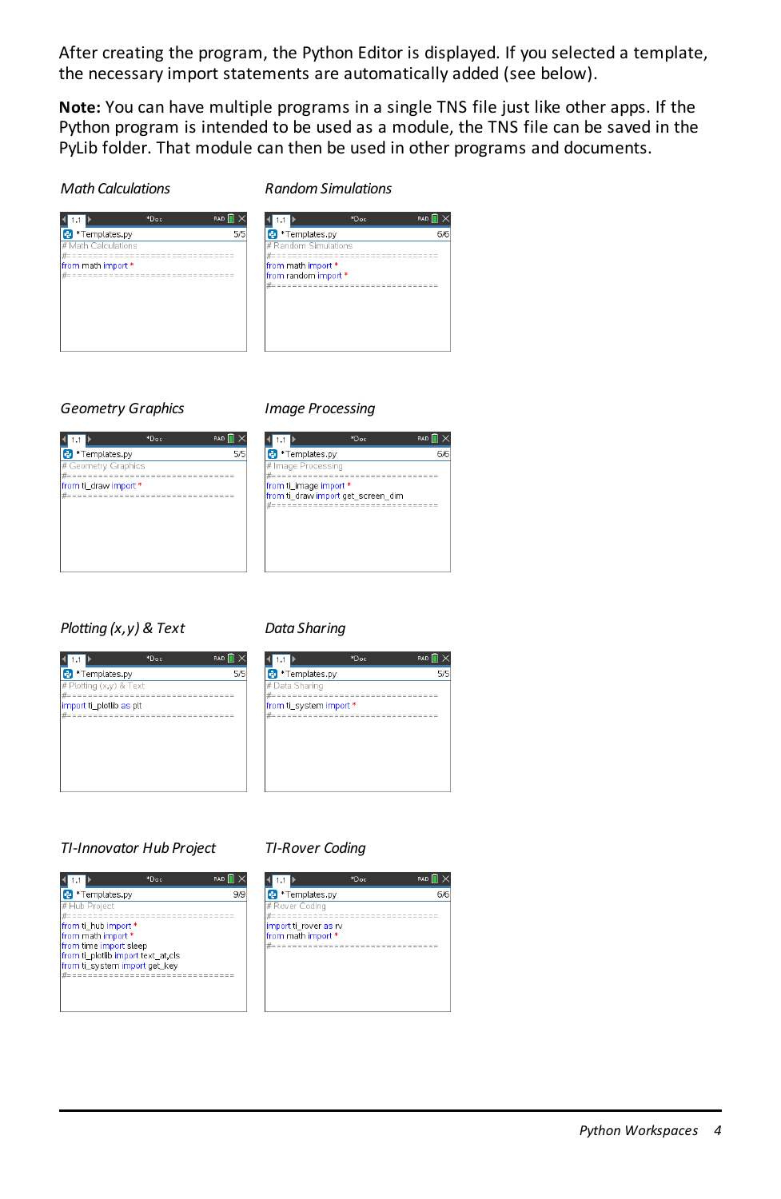After creating the program, the Python Editor is displayed. If you selected a template, the necessary import statements are automatically added (see below).

**Note:** You can have multiple programs in a single TNS file just like other apps. If the Python program is intended to be used as a module, the TNS file can be saved in the PyLib folder. That module can then be used in other programs and documents.

*Math Calculations*

```
# Math Calculations
#================================
from math import *
#================================
```

*Random Simulations*

```
# Random Simulations
#================================
from math import *
from random import *
#================================
```

*Geometry Graphics*

```
# Geometry Graphics
#================================
from ti_draw import *
#================================
```

*Image Processing*

```
# Image Processing
#================================
from ti_image import *
from ti_draw import get_screen_dim
#================================
```

*Plotting (x,y) & Text*

```
# Plotting (x,y) & Text
#================================
import ti_plotlib as plt
#================================
```

*Data Sharing*

```
# Data Sharing
#================================
from ti_system import *
#================================
```

*TI-Innovator Hub Project*

```
# Hub Project
#================================
from ti_hub import *
from math import *
from time import sleep
from ti_plotlib import text_at,cls
from ti_system import get_key
#================================
```

*TI-Rover Coding*

```
# Rover Coding
#================================
import ti_rover as rv
from math import *
#================================
```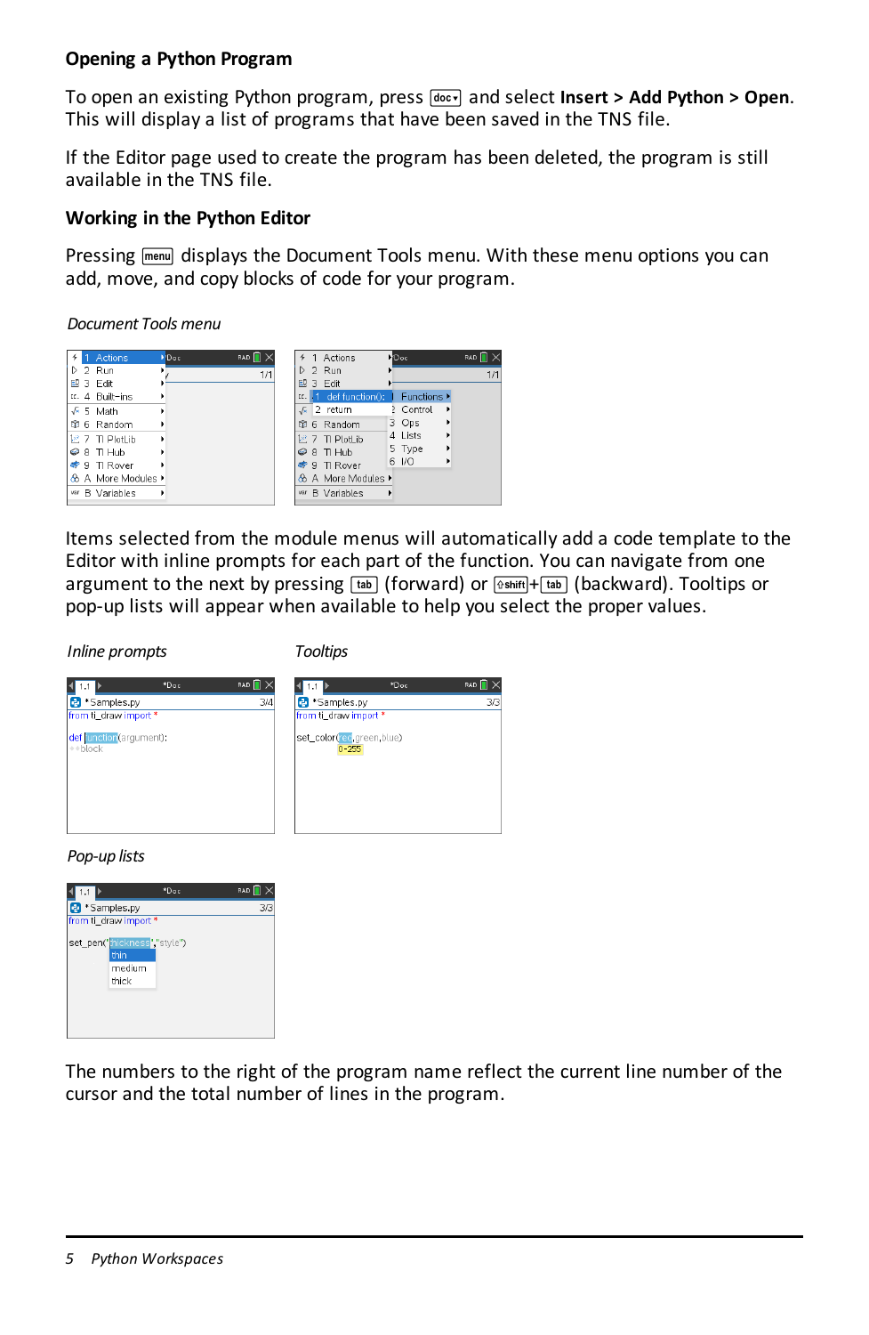## Opening a Python Program

To open an existing Python program, press doc and select **Insert > Add Python > Open**. This will display a list of programs that have been saved in the TNS file.

If the Editor page used to create the program has been deleted, the program is still available in the TNS file.

## Working in the Python Editor

Pressing menu displays the Document Tools menu. With these menu options you can add, move, and copy blocks of code for your program.

*Document Tools menu*

Items selected from the module menus will automatically add a code template to the Editor with inline prompts for each part of the function. You can navigate from one argument to the next by pressing tab (forward) or shift+tab (backward). Tooltips or pop-up lists will appear when available to help you select the proper values.

*Inline prompts*

*Tooltips*

*Pop-up lists*

The numbers to the right of the program name reflect the current line number of the cursor and the total number of lines in the program.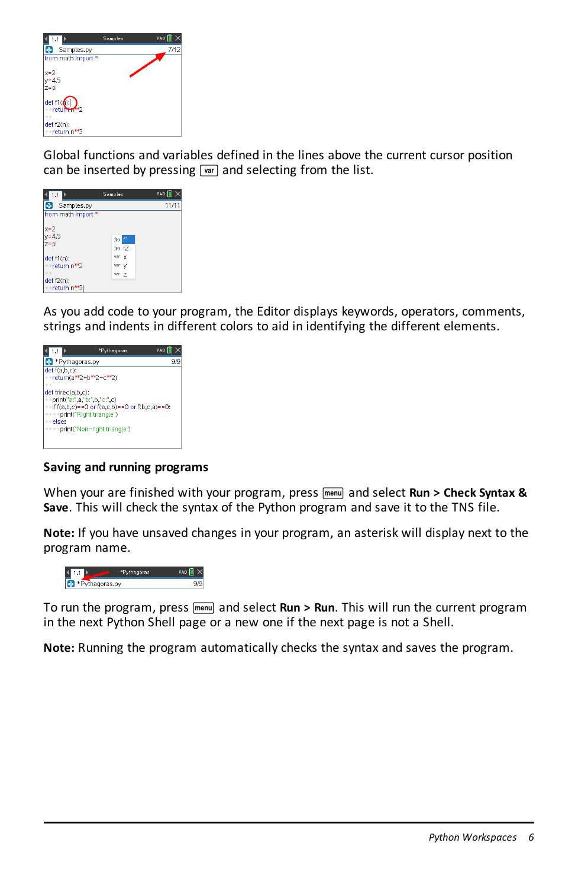Global functions and variables defined in the lines above the current cursor position can be inserted by pressing var and selecting from the list.

As you add code to your program, the Editor displays keywords, operators, comments, strings and indents in different colors to aid in identifying the different elements.

## Saving and running programs

When your are finished with your program, press menu and select **Run > Check Syntax & Save**. This will check the syntax of the Python program and save it to the TNS file.

**Note:** If you have unsaved changes in your program, an asterisk will display next to the program name.

To run the program, press menu and select **Run > Run**. This will run the current program in the next Python Shell page or a new one if the next page is not a Shell.

**Note:** Running the program automatically checks the syntax and saves the program.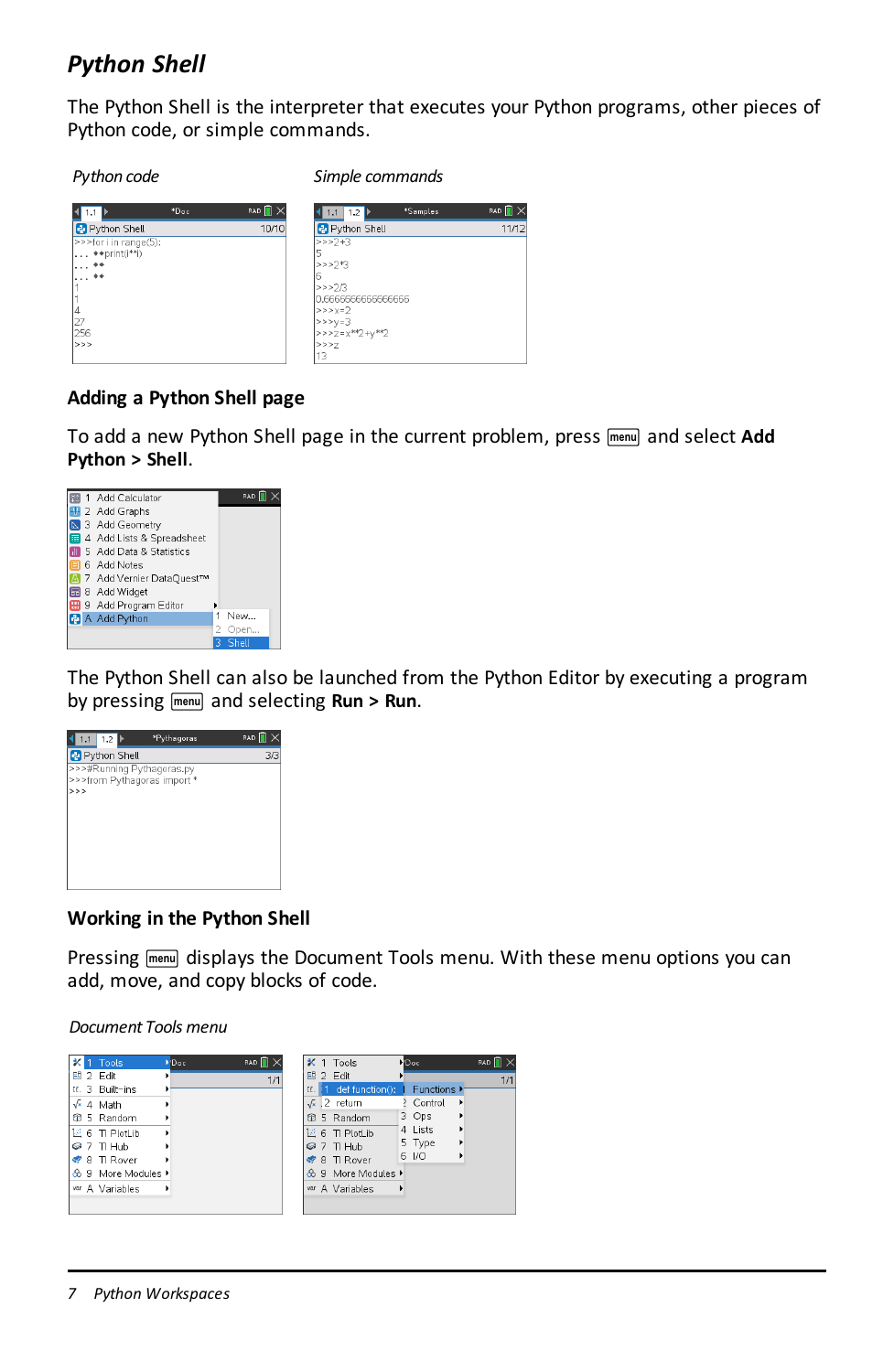## Python Shell

The Python Shell is the interpreter that executes your Python programs, other pieces of Python code, or simple commands.

*Python code*

*Simple commands*

### Adding a Python Shell page

To add a new Python Shell page in the current problem, press menu and select **Add Python > Shell**.

The Python Shell can also be launched from the Python Editor by executing a program by pressing menu and selecting **Run > Run**.

### Working in the Python Shell

Pressing menu displays the Document Tools menu. With these menu options you can add, move, and copy blocks of code.

*Document Tools menu*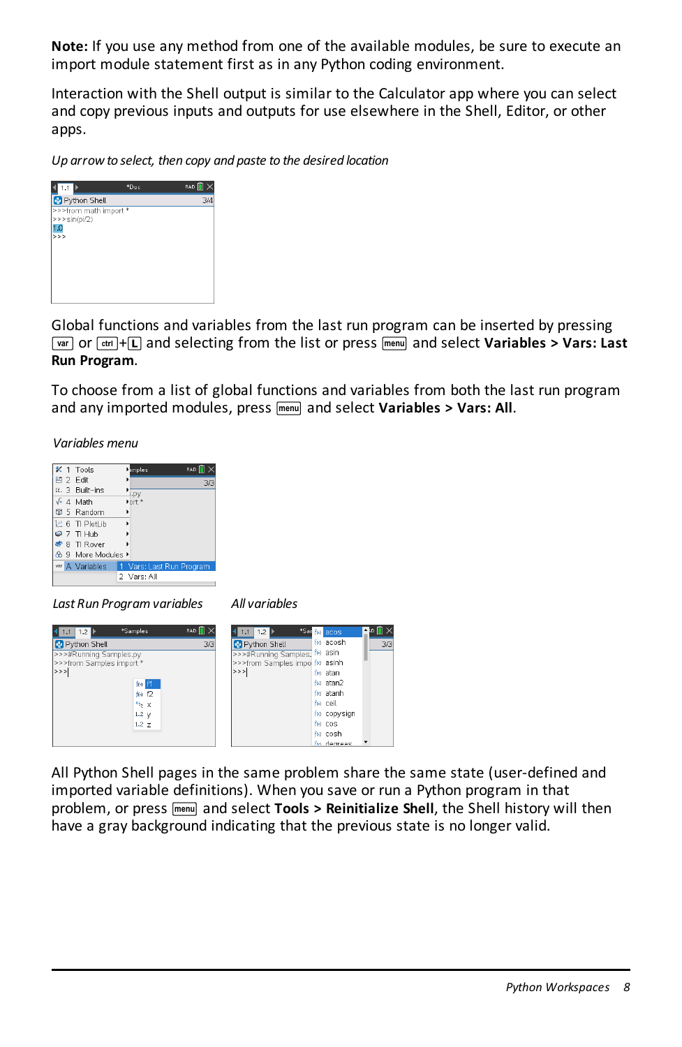**Note:** If you use any method from one of the available modules, be sure to execute an import module statement first as in any Python coding environment.

Interaction with the Shell output is similar to the Calculator app where you can select and copy previous inputs and outputs for use elsewhere in the Shell, Editor, or other apps.

*Up arrow to select, then copy and paste to the desired location*

Global functions and variables from the last run program can be inserted by pressing var or ctrl + L and selecting from the list or press menu and select **Variables > Vars: Last Run Program**.

To choose from a list of global functions and variables from both the last run program and any imported modules, press menu and select **Variables > Vars: All**.

*Variables menu*

*Last Run Program variables*

*All variables*

All Python Shell pages in the same problem share the same state (user-defined and imported variable definitions). When you save or run a Python program in that problem, or press menu and select **Tools > Reinitialize Shell**, the Shell history will then have a gray background indicating that the previous state is no longer valid.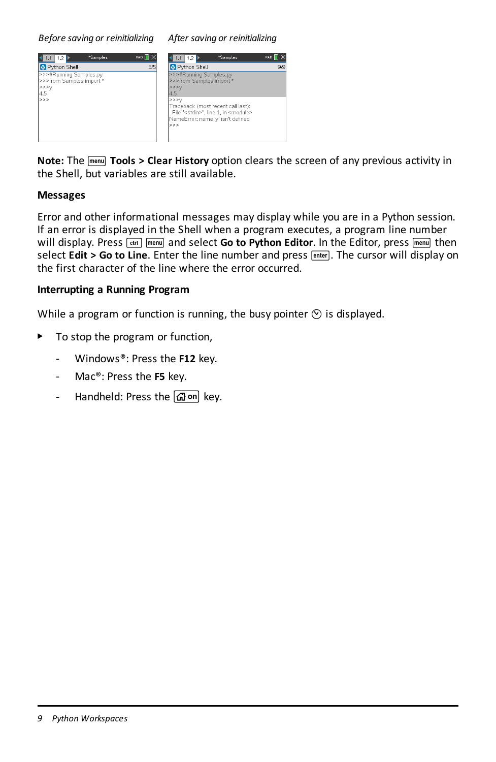*Before saving or reinitializing*    *After saving or reinitializing*

**Note:** The menu **Tools > Clear History** option clears the screen of any previous activity in the Shell, but variables are still available.

### Messages

Error and other informational messages may display while you are in a Python session. If an error is displayed in the Shell when a program executes, a program line number will display. Press ctrl menu and select **Go to Python Editor**. In the Editor, press menu then select **Edit > Go to Line**. Enter the line number and press enter. The cursor will display on the first character of the line where the error occurred.

### Interrupting a Running Program

While a program or function is running, the busy pointer ⏲ is displayed.

- To stop the program or function,
  - Windows®: Press the **F12** key.
  - Mac®: Press the **F5** key.
  - Handheld: Press the on key.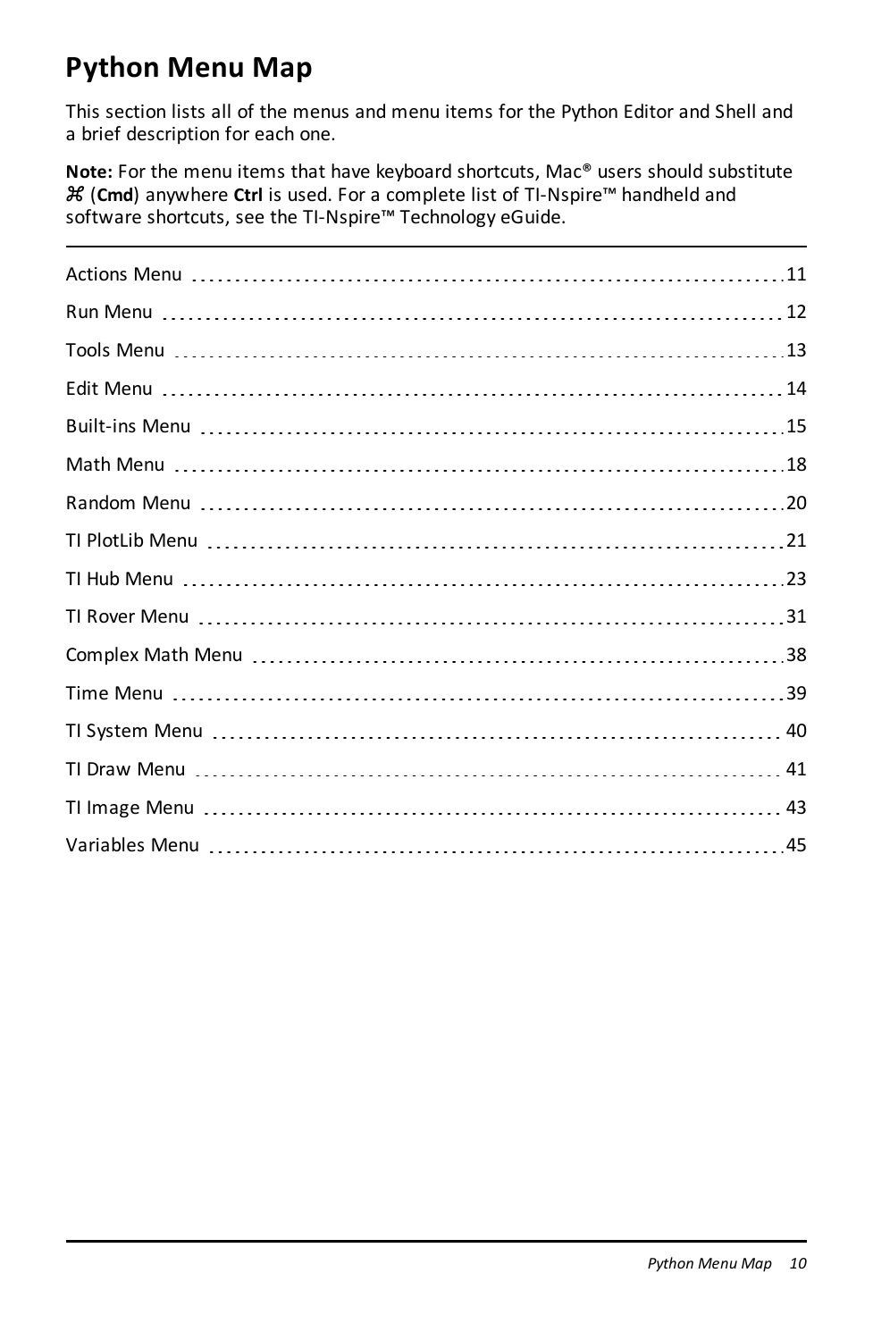# Python Menu Map

This section lists all of the menus and menu items for the Python Editor and Shell and a brief description for each one.

**Note:** For the menu items that have keyboard shortcuts, Mac® users should substitute ⌘ (**Cmd**) anywhere **Ctrl** is used. For a complete list of TI-Nspire™ handheld and software shortcuts, see the TI-Nspire™ Technology eGuide.

---

Actions Menu ........ 11

Run Menu ........ 12

Tools Menu ........ 13

Edit Menu ........ 14

Built-ins Menu ........ 15

Math Menu ........ 18

Random Menu ........ 20

TI PlotLib Menu ........ 21

TI Hub Menu ........ 23

TI Rover Menu ........ 31

Complex Math Menu ........ 38

Time Menu ........ 39

TI System Menu ........ 40

TI Draw Menu ........ 41

TI Image Menu ........ 43

Variables Menu ........ 45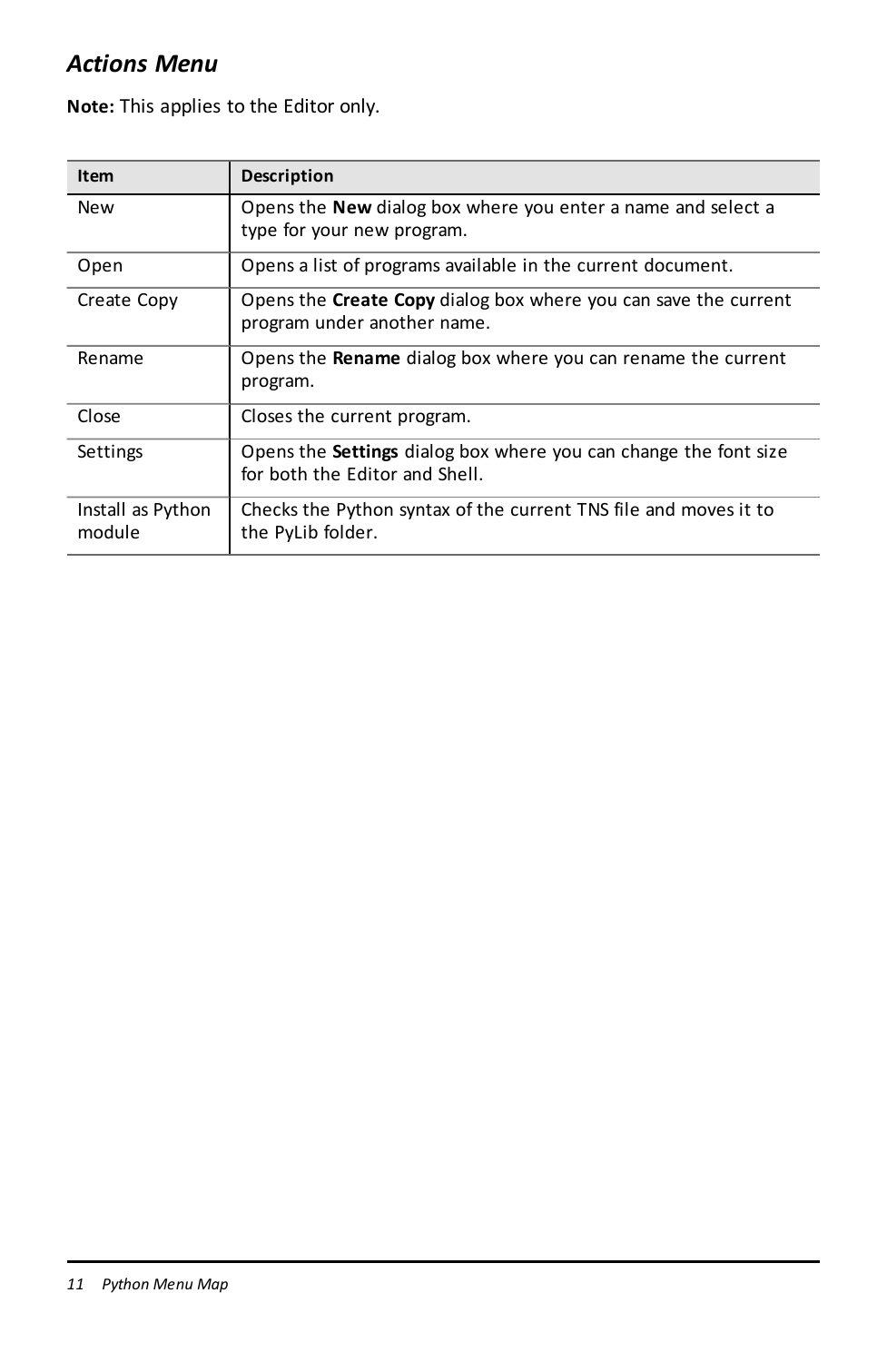## Actions Menu

**Note:** This applies to the Editor only.

| Item | Description |
|---|---|
| New | Opens the **New** dialog box where you enter a name and select a type for your new program. |
| Open | Opens a list of programs available in the current document. |
| Create Copy | Opens the **Create Copy** dialog box where you can save the current program under another name. |
| Rename | Opens the **Rename** dialog box where you can rename the current program. |
| Close | Closes the current program. |
| Settings | Opens the **Settings** dialog box where you can change the font size for both the Editor and Shell. |
| Install as Python module | Checks the Python syntax of the current TNS file and moves it to the PyLib folder. |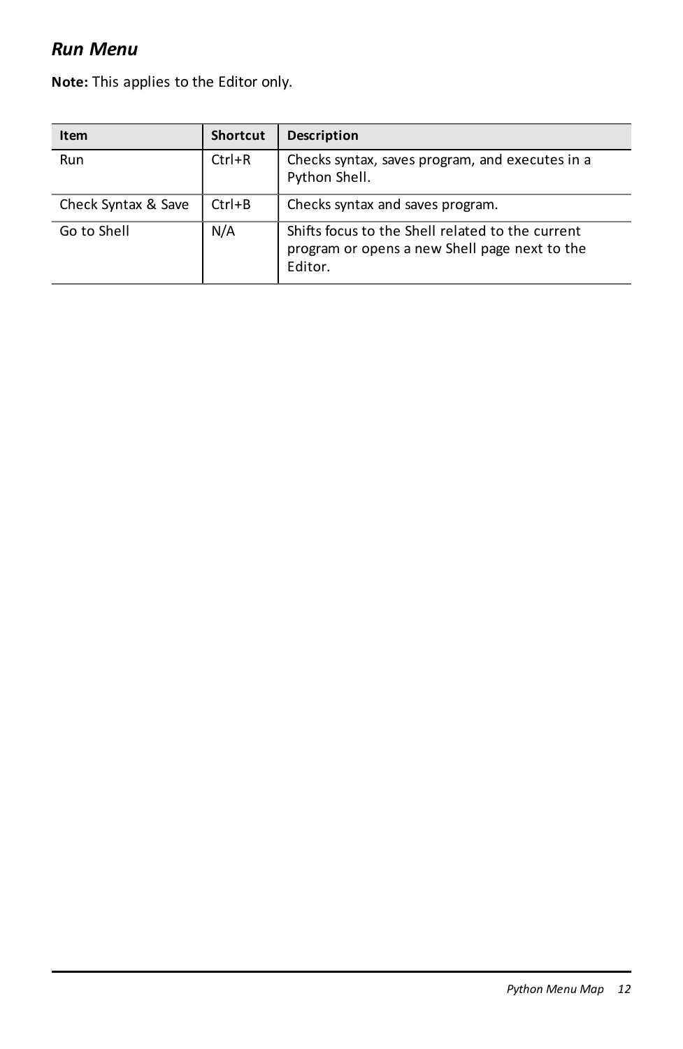## *Run Menu*

**Note:** This applies to the Editor only.

| Item | Shortcut | Description |
|---|---|---|
| Run | Ctrl+R | Checks syntax, saves program, and executes in a Python Shell. |
| Check Syntax & Save | Ctrl+B | Checks syntax and saves program. |
| Go to Shell | N/A | Shifts focus to the Shell related to the current program or opens a new Shell page next to the Editor. |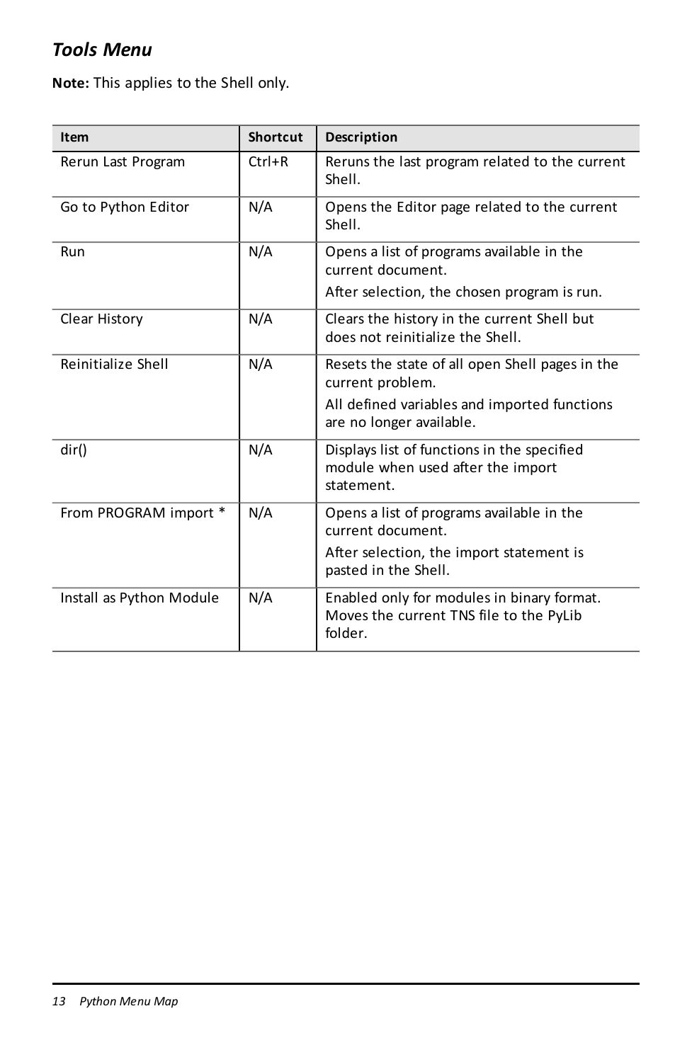### *Tools Menu*

**Note:** This applies to the Shell only.

| Item | Shortcut | Description |
|---|---|---|
| Rerun Last Program | Ctrl+R | Reruns the last program related to the current Shell. |
| Go to Python Editor | N/A | Opens the Editor page related to the current Shell. |
| Run | N/A | Opens a list of programs available in the current document.<br>After selection, the chosen program is run. |
| Clear History | N/A | Clears the history in the current Shell but does not reinitialize the Shell. |
| Reinitialize Shell | N/A | Resets the state of all open Shell pages in the current problem.<br>All defined variables and imported functions are no longer available. |
| dir() | N/A | Displays list of functions in the specified module when used after the import statement. |
| From PROGRAM import * | N/A | Opens a list of programs available in the current document.<br>After selection, the import statement is pasted in the Shell. |
| Install as Python Module | N/A | Enabled only for modules in binary format. Moves the current TNS file to the PyLib folder. |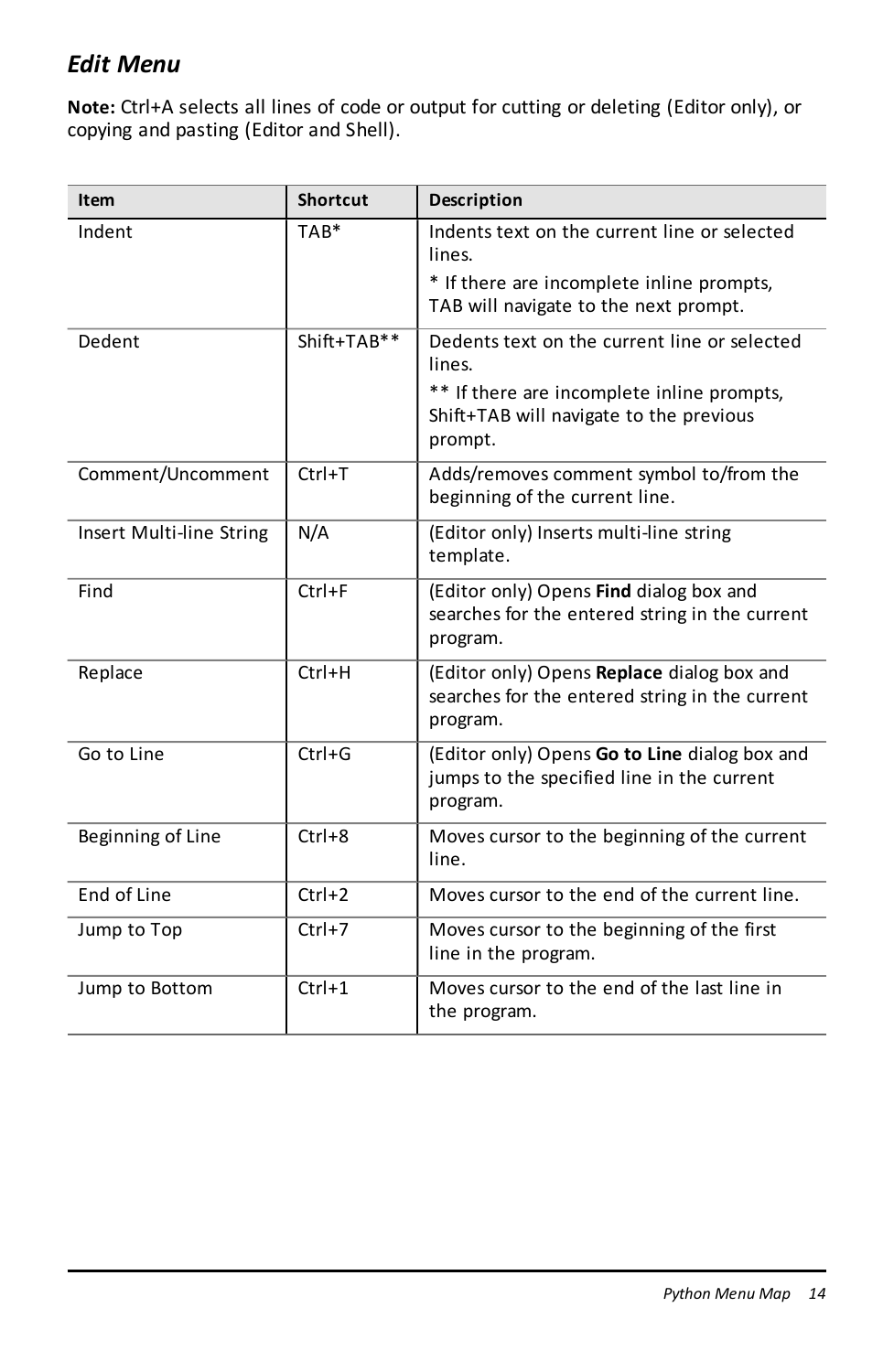## *Edit Menu*

**Note:** Ctrl+A selects all lines of code or output for cutting or deleting (Editor only), or copying and pasting (Editor and Shell).

| Item | Shortcut | Description |
|---|---|---|
| Indent | TAB* | Indents text on the current line or selected lines.<br>* If there are incomplete inline prompts, TAB will navigate to the next prompt. |
| Dedent | Shift+TAB** | Dedents text on the current line or selected lines.<br>** If there are incomplete inline prompts, Shift+TAB will navigate to the previous prompt. |
| Comment/Uncomment | Ctrl+T | Adds/removes comment symbol to/from the beginning of the current line. |
| Insert Multi-line String | N/A | (Editor only) Inserts multi-line string template. |
| Find | Ctrl+F | (Editor only) Opens **Find** dialog box and searches for the entered string in the current program. |
| Replace | Ctrl+H | (Editor only) Opens **Replace** dialog box and searches for the entered string in the current program. |
| Go to Line | Ctrl+G | (Editor only) Opens **Go to Line** dialog box and jumps to the specified line in the current program. |
| Beginning of Line | Ctrl+8 | Moves cursor to the beginning of the current line. |
| End of Line | Ctrl+2 | Moves cursor to the end of the current line. |
| Jump to Top | Ctrl+7 | Moves cursor to the beginning of the first line in the program. |
| Jump to Bottom | Ctrl+1 | Moves cursor to the end of the last line in the program. |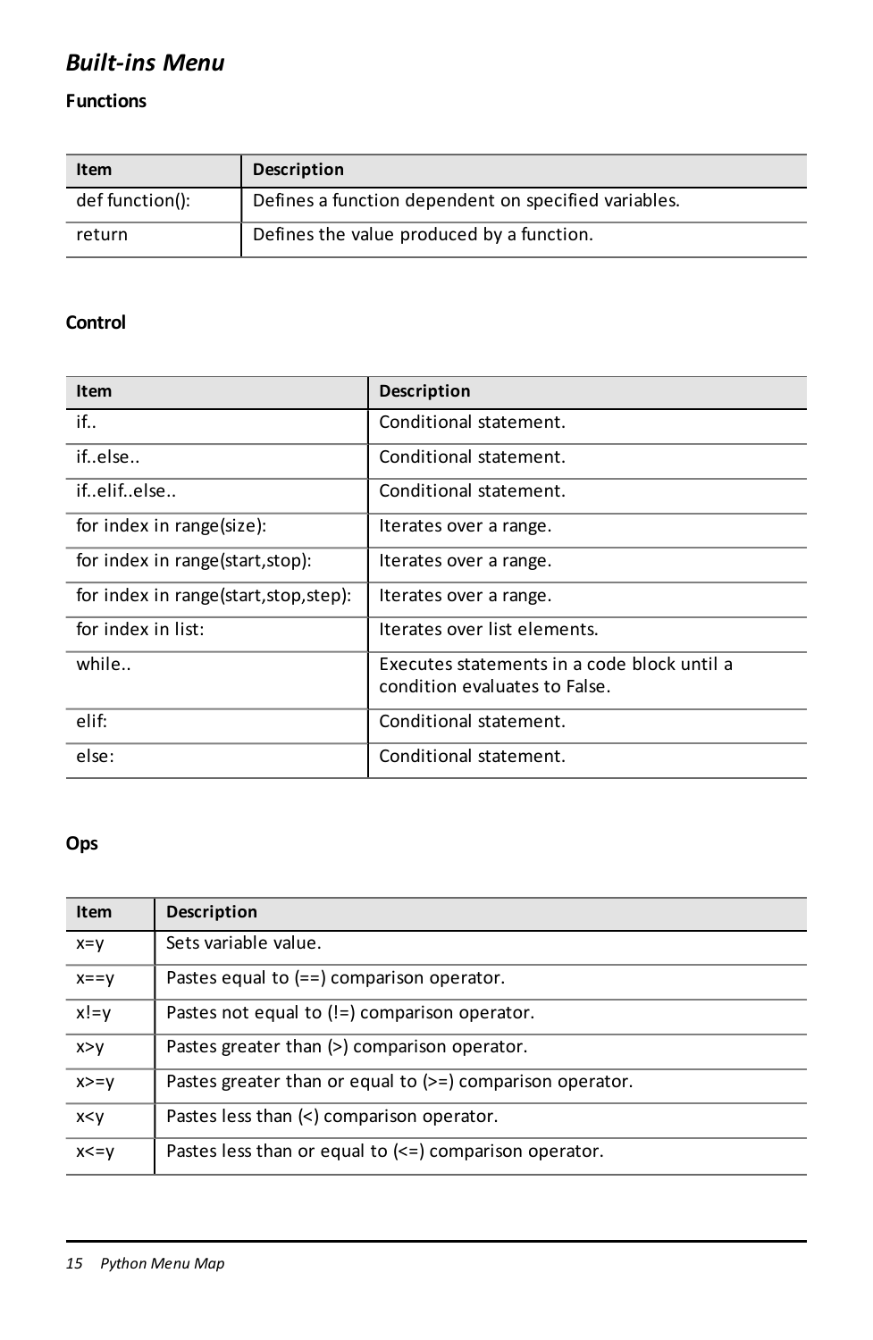## *Built-ins Menu*

### Functions

| Item | Description |
|---|---|
| def function(): | Defines a function dependent on specified variables. |
| return | Defines the value produced by a function. |

### Control

| Item | Description |
|---|---|
| if.. | Conditional statement. |
| if..else.. | Conditional statement. |
| if..elif..else.. | Conditional statement. |
| for index in range(size): | Iterates over a range. |
| for index in range(start,stop): | Iterates over a range. |
| for index in range(start,stop,step): | Iterates over a range. |
| for index in list: | Iterates over list elements. |
| while.. | Executes statements in a code block until a condition evaluates to False. |
| elif: | Conditional statement. |
| else: | Conditional statement. |

### Ops

| Item | Description |
|---|---|
| x=y | Sets variable value. |
| x==y | Pastes equal to (==) comparison operator. |
| x!=y | Pastes not equal to (!=) comparison operator. |
| x>y | Pastes greater than (>) comparison operator. |
| x>=y | Pastes greater than or equal to (>=) comparison operator. |
| x<y | Pastes less than (<) comparison operator. |
| x<=y | Pastes less than or equal to (<=) comparison operator. |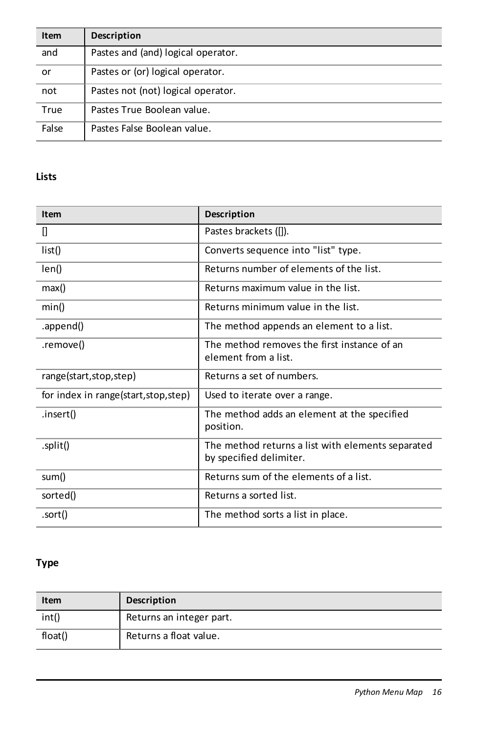| Item | Description |
| --- | --- |
| and | Pastes and (and) logical operator. |
| or | Pastes or (or) logical operator. |
| not | Pastes not (not) logical operator. |
| True | Pastes True Boolean value. |
| False | Pastes False Boolean value. |

### Lists

| Item | Description |
| --- | --- |
| [] | Pastes brackets ([]). |
| list() | Converts sequence into "list" type. |
| len() | Returns number of elements of the list. |
| max() | Returns maximum value in the list. |
| min() | Returns minimum value in the list. |
| .append() | The method appends an element to a list. |
| .remove() | The method removes the first instance of an element from a list. |
| range(start,stop,step) | Returns a set of numbers. |
| for index in range(start,stop,step) | Used to iterate over a range. |
| .insert() | The method adds an element at the specified position. |
| .split() | The method returns a list with elements separated by specified delimiter. |
| sum() | Returns sum of the elements of a list. |
| sorted() | Returns a sorted list. |
| .sort() | The method sorts a list in place. |

### Type

| Item | Description |
| --- | --- |
| int() | Returns an integer part. |
| float() | Returns a float value. |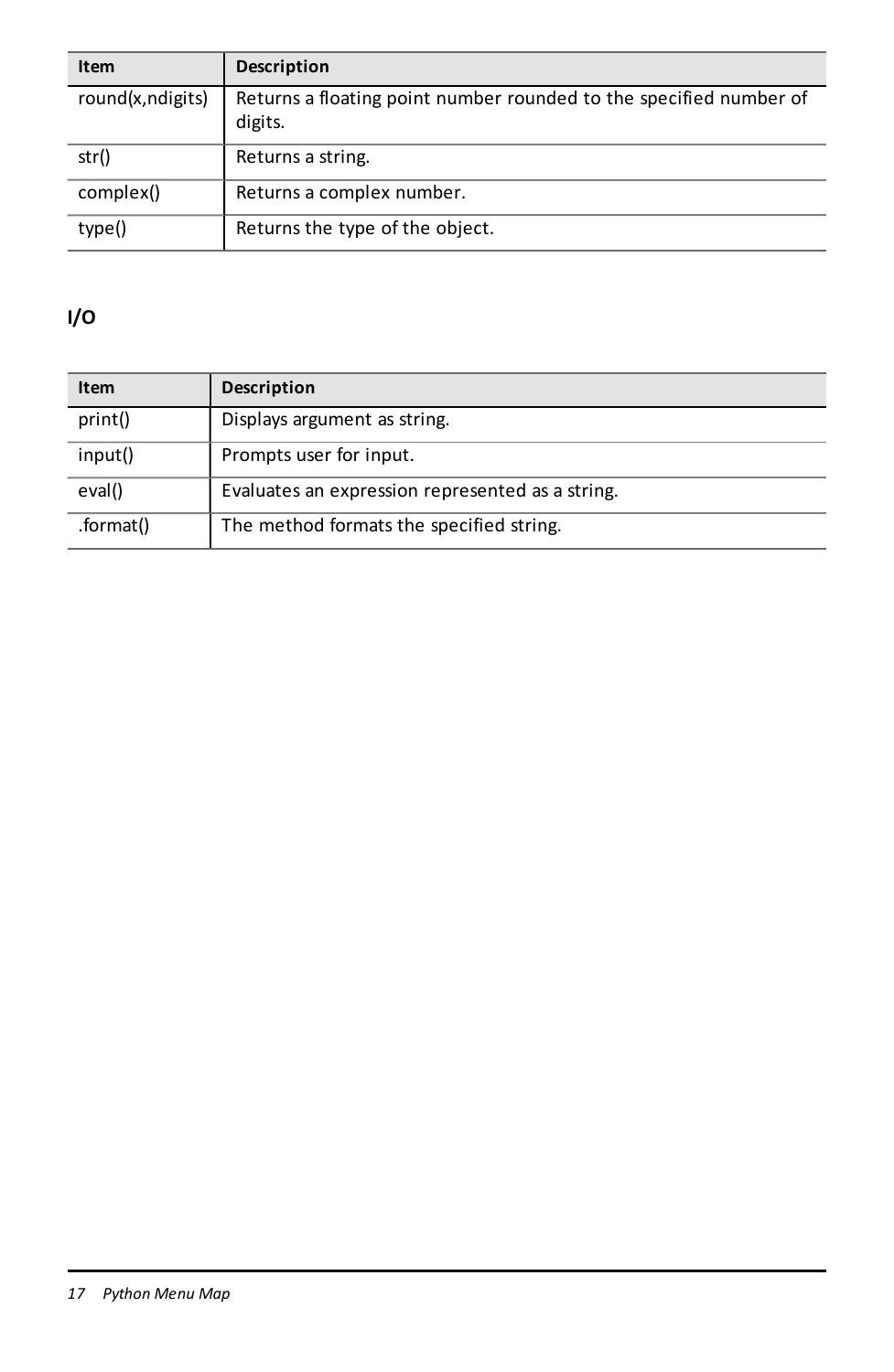| Item | Description |
| --- | --- |
| round(x,ndigits) | Returns a floating point number rounded to the specified number of digits. |
| str() | Returns a string. |
| complex() | Returns a complex number. |
| type() | Returns the type of the object. |

### I/O

| Item | Description |
| --- | --- |
| print() | Displays argument as string. |
| input() | Prompts user for input. |
| eval() | Evaluates an expression represented as a string. |
| .format() | The method formats the specified string. |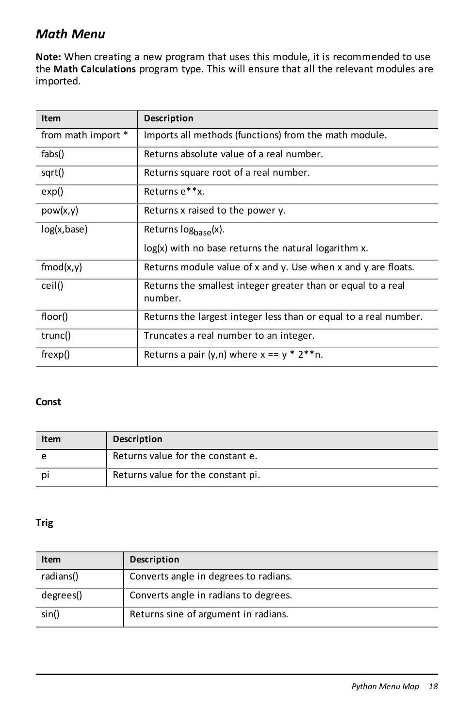## *Math Menu*

**Note:** When creating a new program that uses this module, it is recommended to use the **Math Calculations** program type. This will ensure that all the relevant modules are imported.

| Item | Description |
|---|---|
| from math import * | Imports all methods (functions) from the math module. |
| fabs() | Returns absolute value of a real number. |
| sqrt() | Returns square root of a real number. |
| exp() | Returns e**x. |
| pow(x,y) | Returns x raised to the power y. |
| log(x,base) | Returns $\log_{base}(x)$.<br><br>log(x) with no base returns the natural logarithm x. |
| fmod(x,y) | Returns module value of x and y. Use when x and y are floats. |
| ceil() | Returns the smallest integer greater than or equal to a real number. |
| floor() | Returns the largest integer less than or equal to a real number. |
| trunc() | Truncates a real number to an integer. |
| frexp() | Returns a pair (y,n) where x == y * 2**n. |

### Const

| Item | Description |
|---|---|
| e | Returns value for the constant e. |
| pi | Returns value for the constant pi. |

### Trig

| Item | Description |
|---|---|
| radians() | Converts angle in degrees to radians. |
| degrees() | Converts angle in radians to degrees. |
| sin() | Returns sine of argument in radians. |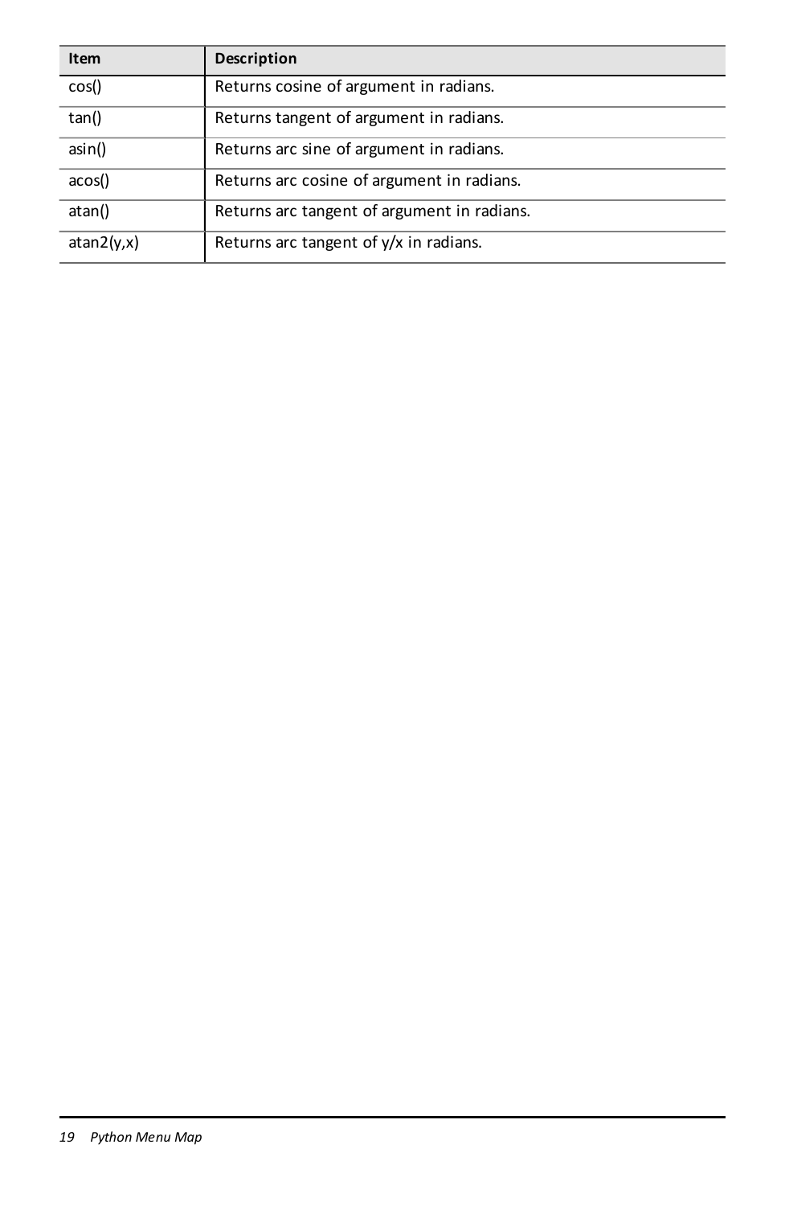| Item | Description |
| --- | --- |
| cos() | Returns cosine of argument in radians. |
| tan() | Returns tangent of argument in radians. |
| asin() | Returns arc sine of argument in radians. |
| acos() | Returns arc cosine of argument in radians. |
| atan() | Returns arc tangent of argument in radians. |
| atan2(y,x) | Returns arc tangent of y/x in radians. |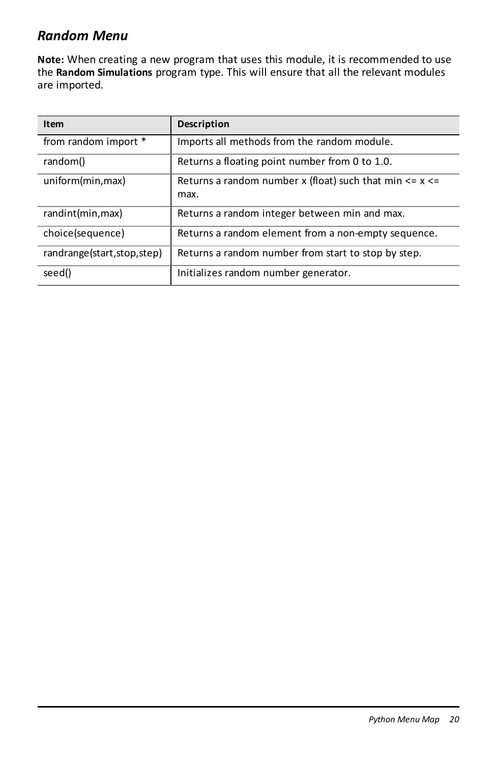## *Random Menu*

**Note:** When creating a new program that uses this module, it is recommended to use the **Random Simulations** program type. This will ensure that all the relevant modules are imported.

| Item | Description |
|---|---|
| from random import * | Imports all methods from the random module. |
| random() | Returns a floating point number from 0 to 1.0. |
| uniform(min,max) | Returns a random number x (float) such that min <= x <= max. |
| randint(min,max) | Returns a random integer between min and max. |
| choice(sequence) | Returns a random element from a non-empty sequence. |
| randrange(start,stop,step) | Returns a random number from start to stop by step. |
| seed() | Initializes random number generator. |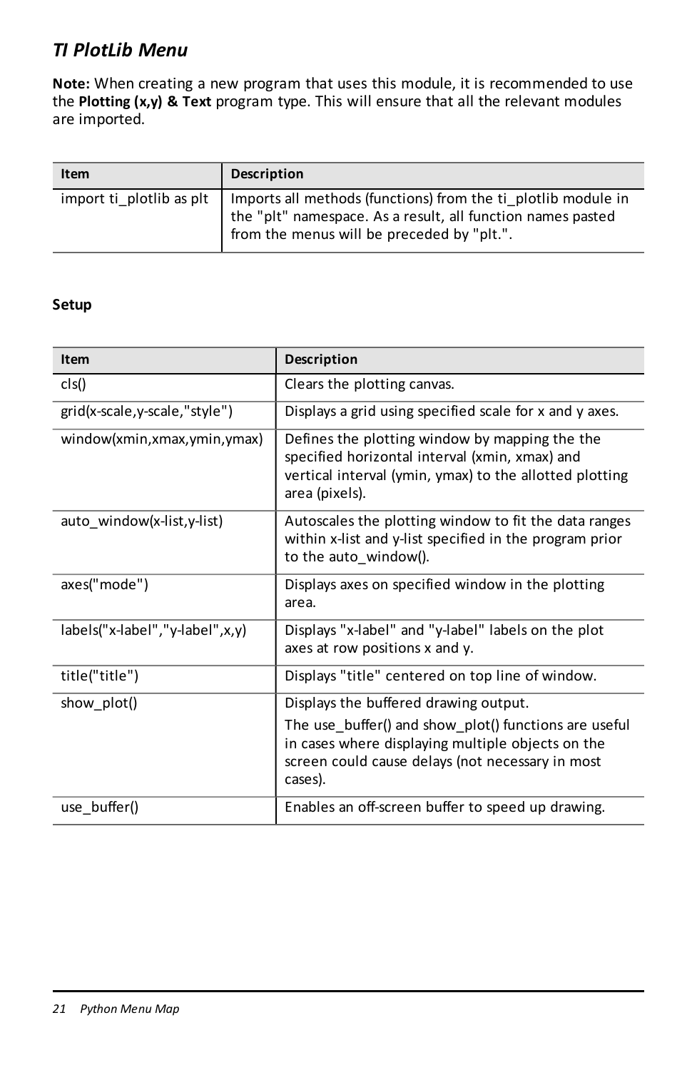## *TI PlotLib Menu*

**Note:** When creating a new program that uses this module, it is recommended to use the **Plotting (x,y) & Text** program type. This will ensure that all the relevant modules are imported.

| Item | Description |
| --- | --- |
| import ti_plotlib as plt | Imports all methods (functions) from the ti_plotlib module in the "plt" namespace. As a result, all function names pasted from the menus will be preceded by "plt.". |

### Setup

| Item | Description |
| --- | --- |
| cls() | Clears the plotting canvas. |
| grid(x-scale,y-scale,"style") | Displays a grid using specified scale for x and y axes. |
| window(xmin,xmax,ymin,ymax) | Defines the plotting window by mapping the the specified horizontal interval (xmin, xmax) and vertical interval (ymin, ymax) to the allotted plotting area (pixels). |
| auto_window(x-list,y-list) | Autoscales the plotting window to fit the data ranges within x-list and y-list specified in the program prior to the auto_window(). |
| axes("mode") | Displays axes on specified window in the plotting area. |
| labels("x-label","y-label",x,y) | Displays "x-label" and "y-label" labels on the plot axes at row positions x and y. |
| title("title") | Displays "title" centered on top line of window. |
| show_plot() | Displays the buffered drawing output.<br>The use_buffer() and show_plot() functions are useful in cases where displaying multiple objects on the screen could cause delays (not necessary in most cases). |
| use_buffer() | Enables an off-screen buffer to speed up drawing. |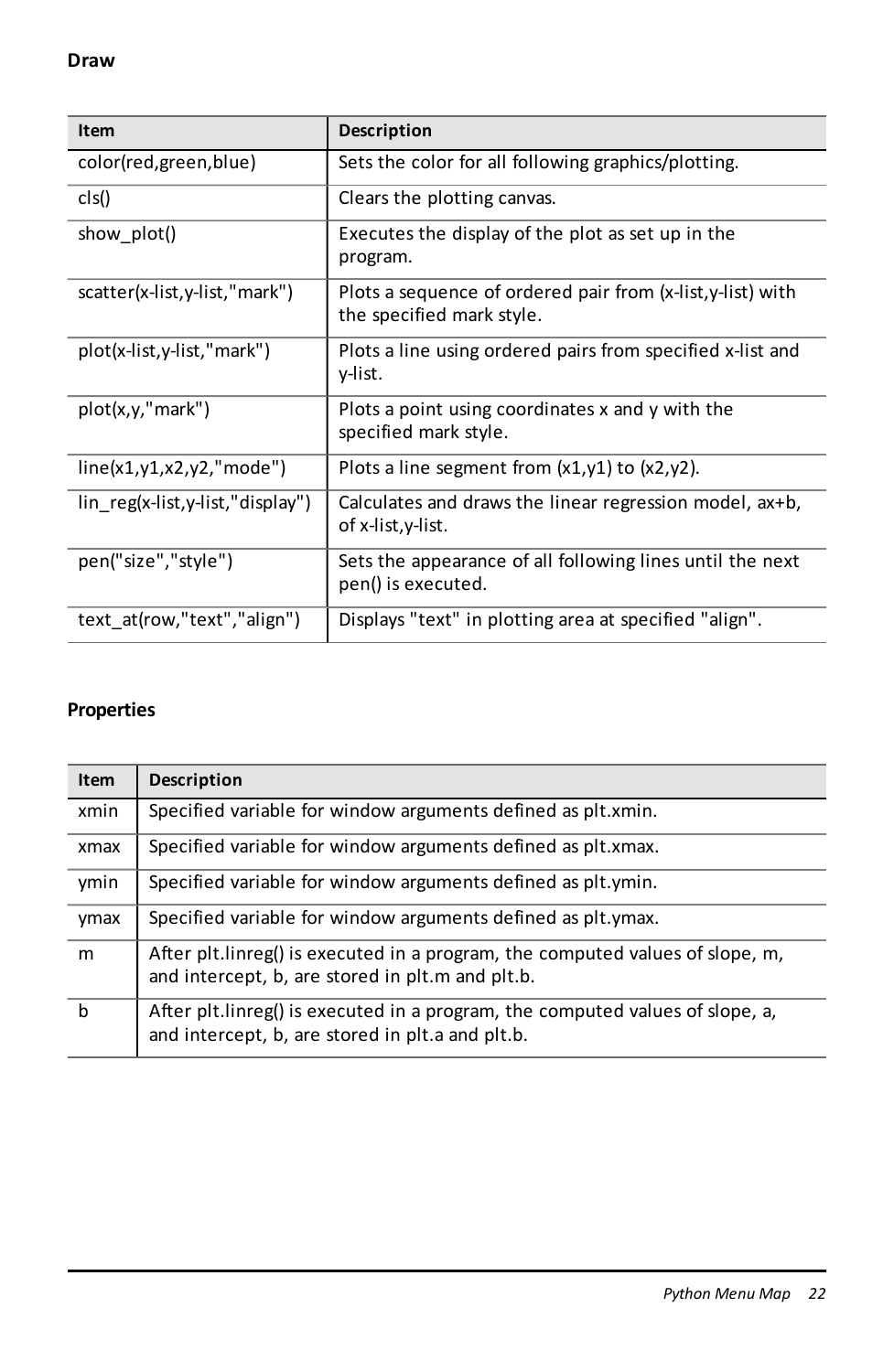**Draw**

| Item | Description |
|---|---|
| color(red,green,blue) | Sets the color for all following graphics/plotting. |
| cls() | Clears the plotting canvas. |
| show_plot() | Executes the display of the plot as set up in the program. |
| scatter(x-list,y-list,"mark") | Plots a sequence of ordered pair from (x-list,y-list) with the specified mark style. |
| plot(x-list,y-list,"mark") | Plots a line using ordered pairs from specified x-list and y-list. |
| plot(x,y,"mark") | Plots a point using coordinates x and y with the specified mark style. |
| line(x1,y1,x2,y2,"mode") | Plots a line segment from (x1,y1) to (x2,y2). |
| lin_reg(x-list,y-list,"display") | Calculates and draws the linear regression model, ax+b, of x-list,y-list. |
| pen("size","style") | Sets the appearance of all following lines until the next pen() is executed. |
| text_at(row,"text","align") | Displays "text" in plotting area at specified "align". |

**Properties**

| Item | Description |
|---|---|
| xmin | Specified variable for window arguments defined as plt.xmin. |
| xmax | Specified variable for window arguments defined as plt.xmax. |
| ymin | Specified variable for window arguments defined as plt.ymin. |
| ymax | Specified variable for window arguments defined as plt.ymax. |
| m | After plt.linreg() is executed in a program, the computed values of slope, m, and intercept, b, are stored in plt.m and plt.b. |
| b | After plt.linreg() is executed in a program, the computed values of slope, a, and intercept, b, are stored in plt.a and plt.b. |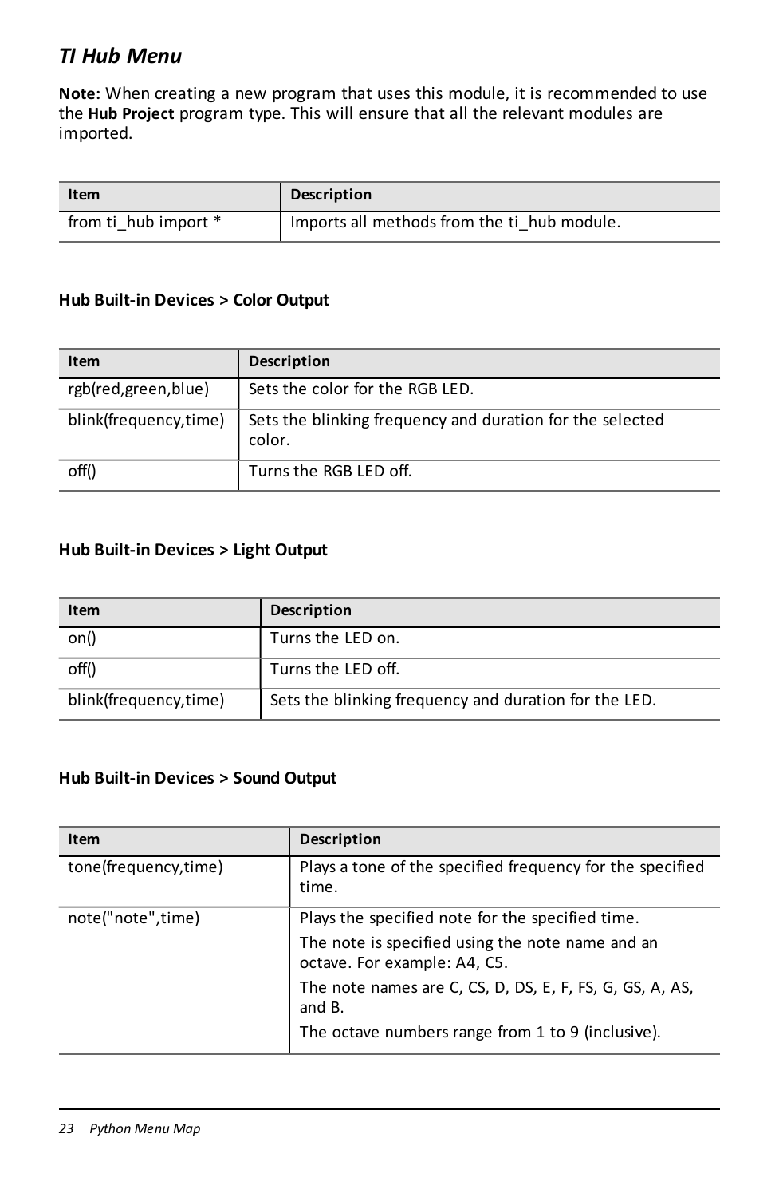## *TI Hub Menu*

**Note:** When creating a new program that uses this module, it is recommended to use the **Hub Project** program type. This will ensure that all the relevant modules are imported.

| Item | Description |
| --- | --- |
| from ti_hub import * | Imports all methods from the ti_hub module. |

### Hub Built-in Devices > Color Output

| Item | Description |
| --- | --- |
| rgb(red,green,blue) | Sets the color for the RGB LED. |
| blink(frequency,time) | Sets the blinking frequency and duration for the selected color. |
| off() | Turns the RGB LED off. |

### Hub Built-in Devices > Light Output

| Item | Description |
| --- | --- |
| on() | Turns the LED on. |
| off() | Turns the LED off. |
| blink(frequency,time) | Sets the blinking frequency and duration for the LED. |

### Hub Built-in Devices > Sound Output

| Item | Description |
| --- | --- |
| tone(frequency,time) | Plays a tone of the specified frequency for the specified time. |
| note("note",time) | Plays the specified note for the specified time.<br>The note is specified using the note name and an octave. For example: A4, C5.<br>The note names are C, CS, D, DS, E, F, FS, G, GS, A, AS, and B.<br>The octave numbers range from 1 to 9 (inclusive). |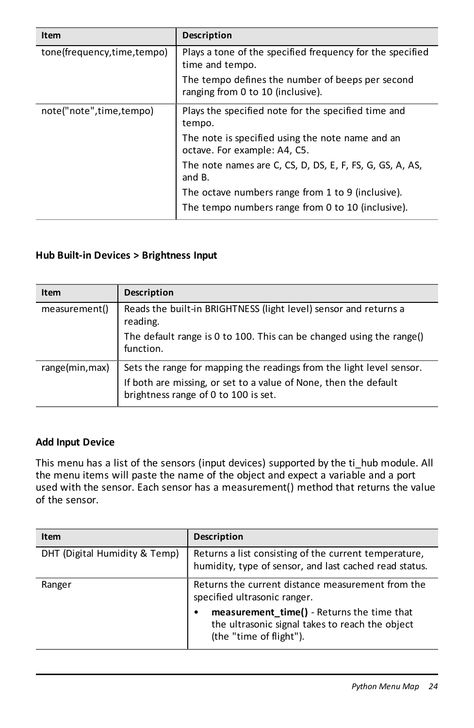| Item | Description |
| --- | --- |
| tone(frequency,time,tempo) | Plays a tone of the specified frequency for the specified time and tempo.<br>The tempo defines the number of beeps per second ranging from 0 to 10 (inclusive). |
| note("note",time,tempo) | Plays the specified note for the specified time and tempo.<br>The note is specified using the note name and an octave. For example: A4, C5.<br>The note names are C, CS, D, DS, E, F, FS, G, GS, A, AS, and B.<br>The octave numbers range from 1 to 9 (inclusive).<br>The tempo numbers range from 0 to 10 (inclusive). |

**Hub Built-in Devices > Brightness Input**

| Item | Description |
| --- | --- |
| measurement() | Reads the built-in BRIGHTNESS (light level) sensor and returns a reading.<br>The default range is 0 to 100. This can be changed using the range() function. |
| range(min,max) | Sets the range for mapping the readings from the light level sensor.<br>If both are missing, or set to a value of None, then the default brightness range of 0 to 100 is set. |

**Add Input Device**

This menu has a list of the sensors (input devices) supported by the ti_hub module. All the menu items will paste the name of the object and expect a variable and a port used with the sensor. Each sensor has a measurement() method that returns the value of the sensor.

| Item | Description |
| --- | --- |
| DHT (Digital Humidity & Temp) | Returns a list consisting of the current temperature, humidity, type of sensor, and last cached read status. |
| Ranger | Returns the current distance measurement from the specified ultrasonic ranger.<br>• **measurement_time()** - Returns the time that the ultrasonic signal takes to reach the object (the "time of flight"). |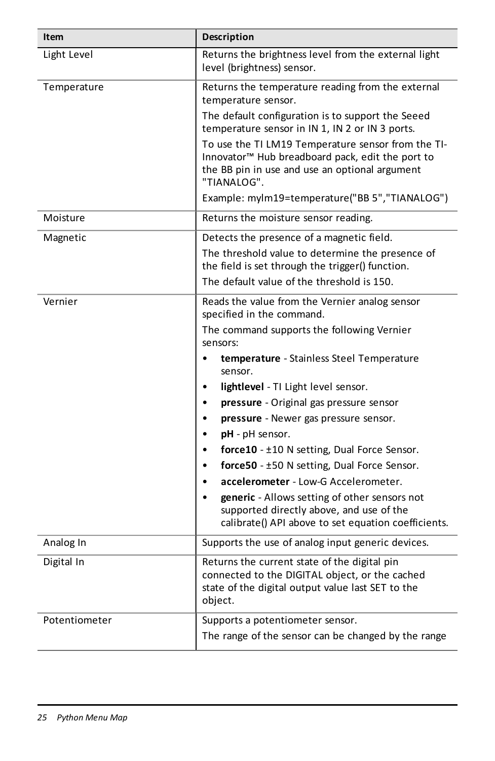| Item | Description |
| --- | --- |
| Light Level | Returns the brightness level from the external light level (brightness) sensor. |
| Temperature | Returns the temperature reading from the external temperature sensor.<br>The default configuration is to support the Seeed temperature sensor in IN 1, IN 2 or IN 3 ports.<br>To use the TI LM19 Temperature sensor from the TI-Innovator™ Hub breadboard pack, edit the port to the BB pin in use and use an optional argument "TIANALOG".<br>Example: mylm19=temperature("BB 5","TIANALOG") |
| Moisture | Returns the moisture sensor reading. |
| Magnetic | Detects the presence of a magnetic field.<br>The threshold value to determine the presence of the field is set through the trigger() function.<br>The default value of the threshold is 150. |
| Vernier | Reads the value from the Vernier analog sensor specified in the command.<br>The command supports the following Vernier sensors:<br>• **temperature** - Stainless Steel Temperature sensor.<br>• **lightlevel** - TI Light level sensor.<br>• **pressure** - Original gas pressure sensor<br>• **pressure** - Newer gas pressure sensor.<br>• **pH** - pH sensor.<br>• **force10** - ±10 N setting, Dual Force Sensor.<br>• **force50** - ±50 N setting, Dual Force Sensor.<br>• **accelerometer** - Low-G Accelerometer.<br>• **generic** - Allows setting of other sensors not supported directly above, and use of the calibrate() API above to set equation coefficients. |
| Analog In | Supports the use of analog input generic devices. |
| Digital In | Returns the current state of the digital pin connected to the DIGITAL object, or the cached state of the digital output value last SET to the object. |
| Potentiometer | Supports a potentiometer sensor.<br>The range of the sensor can be changed by the range |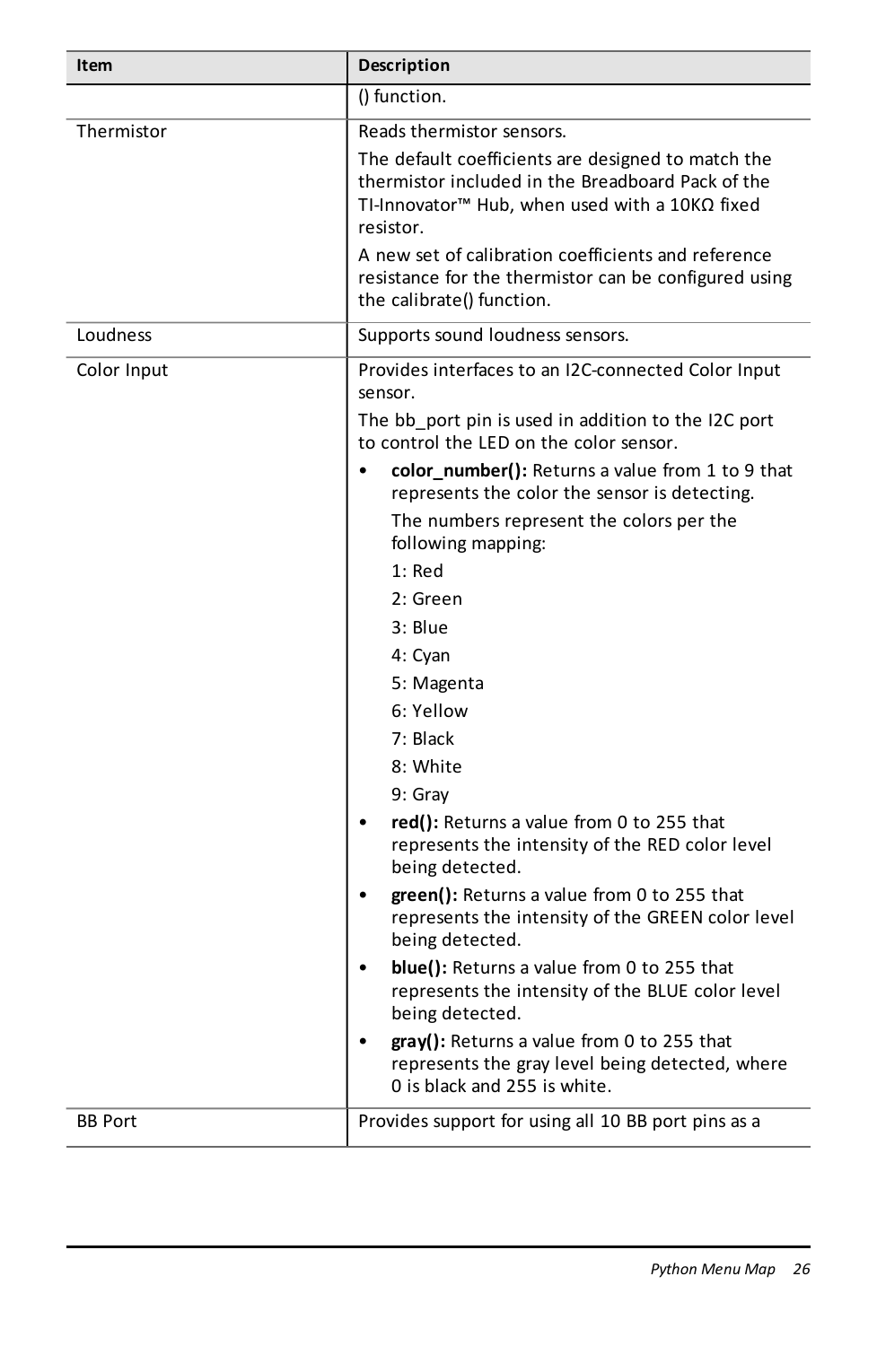| Item | Description |
|---|---|
| | () function. |
| Thermistor | Reads thermistor sensors.<br><br>The default coefficients are designed to match the thermistor included in the Breadboard Pack of the TI-Innovator™ Hub, when used with a 10KΩ fixed resistor.<br><br>A new set of calibration coefficients and reference resistance for the thermistor can be configured using the calibrate() function. |
| Loudness | Supports sound loudness sensors. |
| Color Input | Provides interfaces to an I2C-connected Color Input sensor.<br><br>The bb_port pin is used in addition to the I2C port to control the LED on the color sensor.<br><br>• **color_number():** Returns a value from 1 to 9 that represents the color the sensor is detecting.<br>The numbers represent the colors per the following mapping:<br>1: Red<br>2: Green<br>3: Blue<br>4: Cyan<br>5: Magenta<br>6: Yellow<br>7: Black<br>8: White<br>9: Gray<br>• **red():** Returns a value from 0 to 255 that represents the intensity of the RED color level being detected.<br>• **green():** Returns a value from 0 to 255 that represents the intensity of the GREEN color level being detected.<br>• **blue():** Returns a value from 0 to 255 that represents the intensity of the BLUE color level being detected.<br>• **gray():** Returns a value from 0 to 255 that represents the gray level being detected, where 0 is black and 255 is white. |
| BB Port | Provides support for using all 10 BB port pins as a |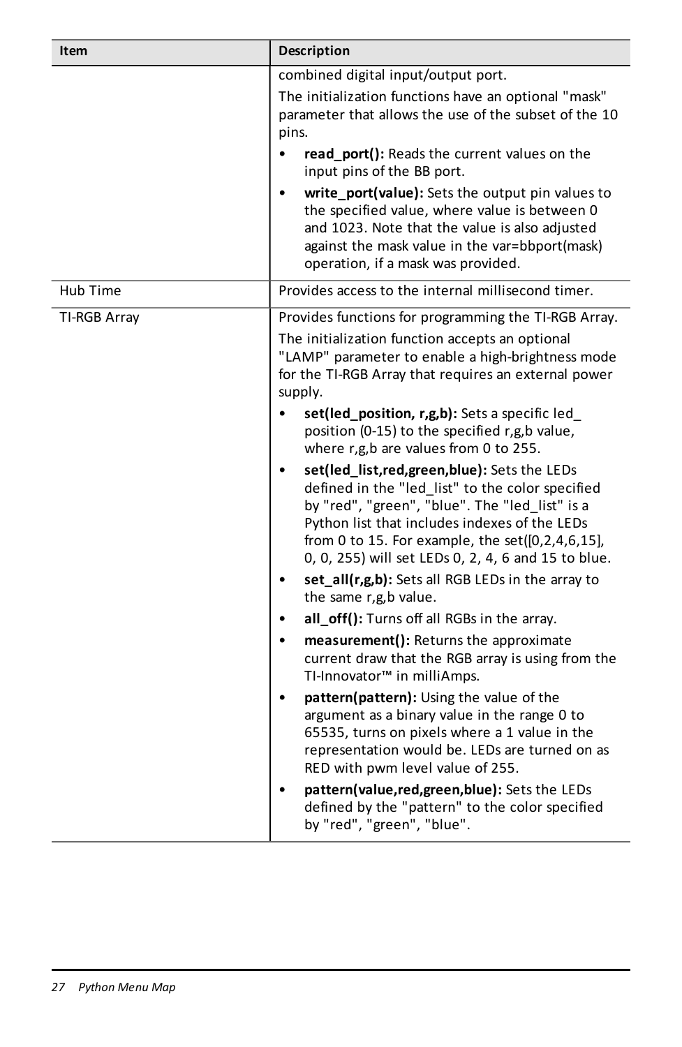| Item | Description |
| --- | --- |
| | combined digital input/output port.<br>The initialization functions have an optional "mask" parameter that allows the use of the subset of the 10 pins.<br>• **read_port():** Reads the current values on the input pins of the BB port.<br>• **write_port(value):** Sets the output pin values to the specified value, where value is between 0 and 1023. Note that the value is also adjusted against the mask value in the var=bbport(mask) operation, if a mask was provided. |
| Hub Time | Provides access to the internal millisecond timer. |
| TI-RGB Array | Provides functions for programming the TI-RGB Array.<br>The initialization function accepts an optional "LAMP" parameter to enable a high-brightness mode for the TI-RGB Array that requires an external power supply.<br>• **set(led_position, r,g,b):** Sets a specific led_ position (0-15) to the specified r,g,b value, where r,g,b are values from 0 to 255.<br>• **set(led_list,red,green,blue):** Sets the LEDs defined in the "led_list" to the color specified by "red", "green", "blue". The "led_list" is a Python list that includes indexes of the LEDs from 0 to 15. For example, the set([0,2,4,6,15], 0, 0, 255) will set LEDs 0, 2, 4, 6 and 15 to blue.<br>• **set_all(r,g,b):** Sets all RGB LEDs in the array to the same r,g,b value.<br>• **all_off():** Turns off all RGBs in the array.<br>• **measurement():** Returns the approximate current draw that the RGB array is using from the TI-Innovator™ in milliAmps.<br>• **pattern(pattern):** Using the value of the argument as a binary value in the range 0 to 65535, turns on pixels where a 1 value in the representation would be. LEDs are turned on as RED with pwm level value of 255.<br>• **pattern(value,red,green,blue):** Sets the LEDs defined by the "pattern" to the color specified by "red", "green", "blue". |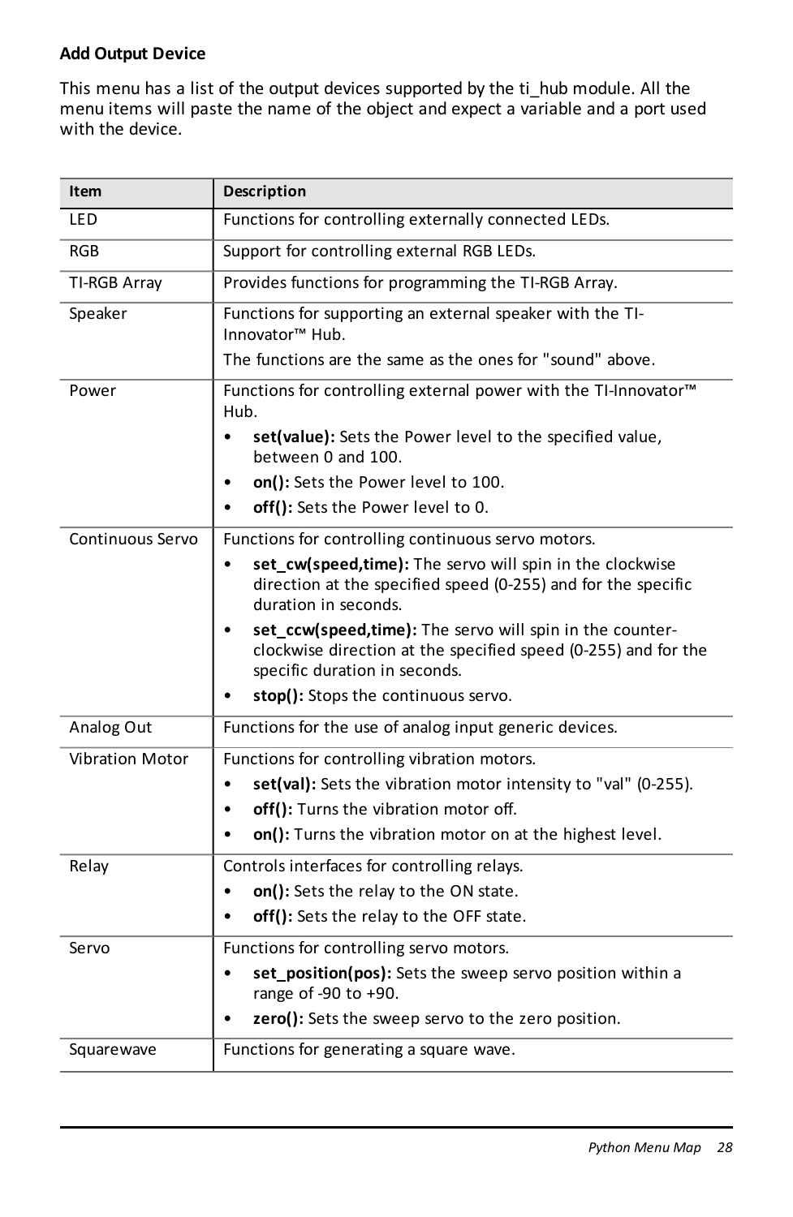**Add Output Device**

This menu has a list of the output devices supported by the ti_hub module. All the menu items will paste the name of the object and expect a variable and a port used with the device.

| Item | Description |
|---|---|
| LED | Functions for controlling externally connected LEDs. |
| RGB | Support for controlling external RGB LEDs. |
| TI-RGB Array | Provides functions for programming the TI-RGB Array. |
| Speaker | Functions for supporting an external speaker with the TI-Innovator™ Hub.<br>The functions are the same as the ones for "sound" above. |
| Power | Functions for controlling external power with the TI-Innovator™ Hub.<br>• **set(value):** Sets the Power level to the specified value, between 0 and 100.<br>• **on():** Sets the Power level to 100.<br>• **off():** Sets the Power level to 0. |
| Continuous Servo | Functions for controlling continuous servo motors.<br>• **set_cw(speed,time):** The servo will spin in the clockwise direction at the specified speed (0-255) and for the specific duration in seconds.<br>• **set_ccw(speed,time):** The servo will spin in the counter-clockwise direction at the specified speed (0-255) and for the specific duration in seconds.<br>• **stop():** Stops the continuous servo. |
| Analog Out | Functions for the use of analog input generic devices. |
| Vibration Motor | Functions for controlling vibration motors.<br>• **set(val):** Sets the vibration motor intensity to "val" (0-255).<br>• **off():** Turns the vibration motor off.<br>• **on():** Turns the vibration motor on at the highest level. |
| Relay | Controls interfaces for controlling relays.<br>• **on():** Sets the relay to the ON state.<br>• **off():** Sets the relay to the OFF state. |
| Servo | Functions for controlling servo motors.<br>• **set_position(pos):** Sets the sweep servo position within a range of -90 to +90.<br>• **zero():** Sets the sweep servo to the zero position. |
| Squarewave | Functions for generating a square wave. |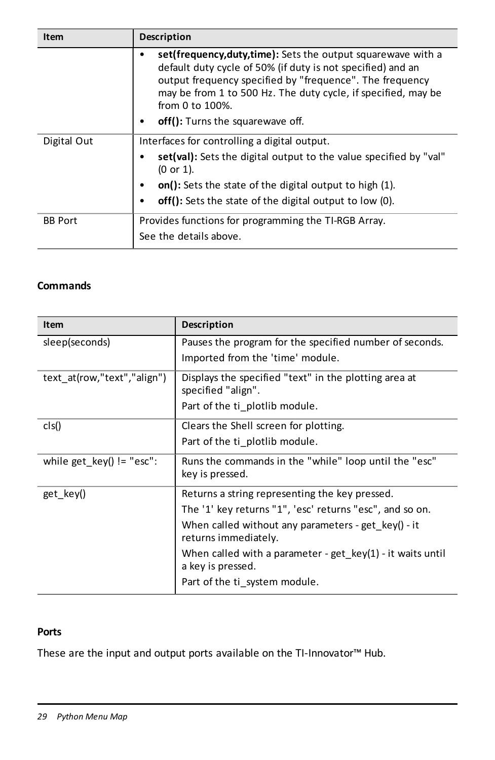| Item | Description |
| --- | --- |
| | • **set(frequency,duty,time):** Sets the output squarewave with a default duty cycle of 50% (if duty is not specified) and an output frequency specified by "frequence". The frequency may be from 1 to 500 Hz. The duty cycle, if specified, may be from 0 to 100%.<br>• **off():** Turns the squarewave off. |
| Digital Out | Interfaces for controlling a digital output.<br>• **set(val):** Sets the digital output to the value specified by "val" (0 or 1).<br>• **on():** Sets the state of the digital output to high (1).<br>• **off():** Sets the state of the digital output to low (0). |
| BB Port | Provides functions for programming the TI-RGB Array.<br>See the details above. |

### Commands

| Item | Description |
| --- | --- |
| sleep(seconds) | Pauses the program for the specified number of seconds.<br>Imported from the 'time' module. |
| text_at(row,"text","align") | Displays the specified "text" in the plotting area at specified "align".<br>Part of the ti_plotlib module. |
| cls() | Clears the Shell screen for plotting.<br>Part of the ti_plotlib module. |
| while get_key() != "esc": | Runs the commands in the "while" loop until the "esc" key is pressed. |
| get_key() | Returns a string representing the key pressed.<br>The '1' key returns "1", 'esc' returns "esc", and so on.<br>When called without any parameters - get_key() - it returns immediately.<br>When called with a parameter - get_key(1) - it waits until a key is pressed.<br>Part of the ti_system module. |

### Ports

These are the input and output ports available on the TI-Innovator™ Hub.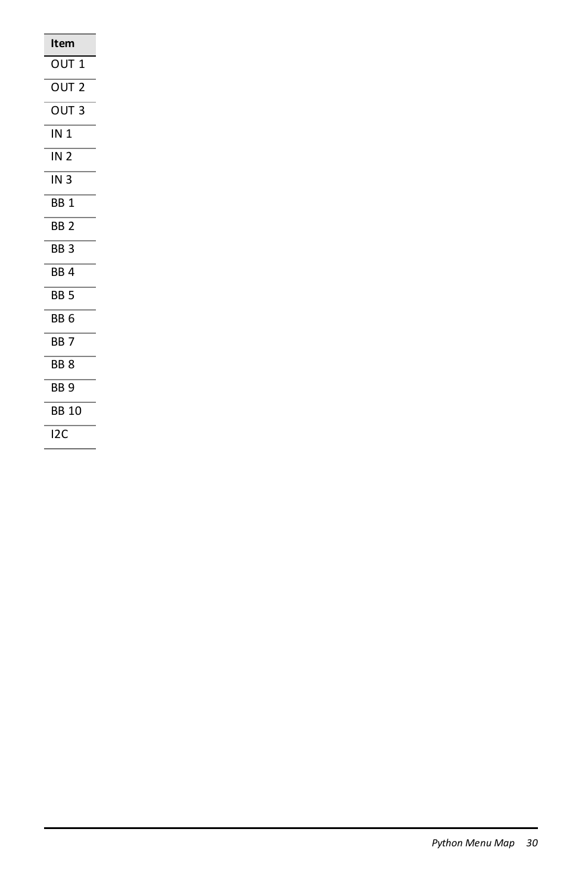| Item |
| --- |
| OUT 1 |
| OUT 2 |
| OUT 3 |
| IN 1 |
| IN 2 |
| IN 3 |
| BB 1 |
| BB 2 |
| BB 3 |
| BB 4 |
| BB 5 |
| BB 6 |
| BB 7 |
| BB 8 |
| BB 9 |
| BB 10 |
| I2C |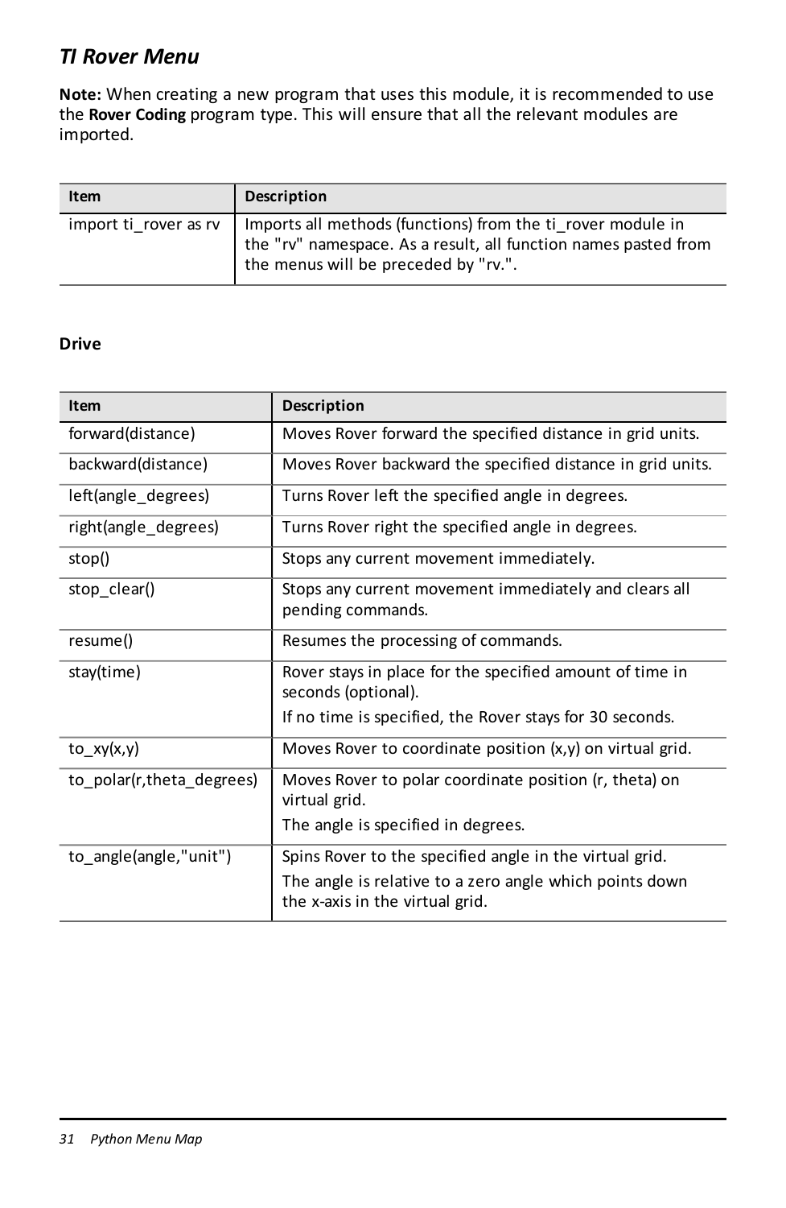## *TI Rover Menu*

**Note:** When creating a new program that uses this module, it is recommended to use the **Rover Coding** program type. This will ensure that all the relevant modules are imported.

| Item | Description |
|---|---|
| import ti_rover as rv | Imports all methods (functions) from the ti_rover module in the "rv" namespace. As a result, all function names pasted from the menus will be preceded by "rv.". |

### Drive

| Item | Description |
|---|---|
| forward(distance) | Moves Rover forward the specified distance in grid units. |
| backward(distance) | Moves Rover backward the specified distance in grid units. |
| left(angle_degrees) | Turns Rover left the specified angle in degrees. |
| right(angle_degrees) | Turns Rover right the specified angle in degrees. |
| stop() | Stops any current movement immediately. |
| stop_clear() | Stops any current movement immediately and clears all pending commands. |
| resume() | Resumes the processing of commands. |
| stay(time) | Rover stays in place for the specified amount of time in seconds (optional).<br>If no time is specified, the Rover stays for 30 seconds. |
| to_xy(x,y) | Moves Rover to coordinate position (x,y) on virtual grid. |
| to_polar(r,theta_degrees) | Moves Rover to polar coordinate position (r, theta) on virtual grid.<br>The angle is specified in degrees. |
| to_angle(angle,"unit") | Spins Rover to the specified angle in the virtual grid.<br>The angle is relative to a zero angle which points down the x-axis in the virtual grid. |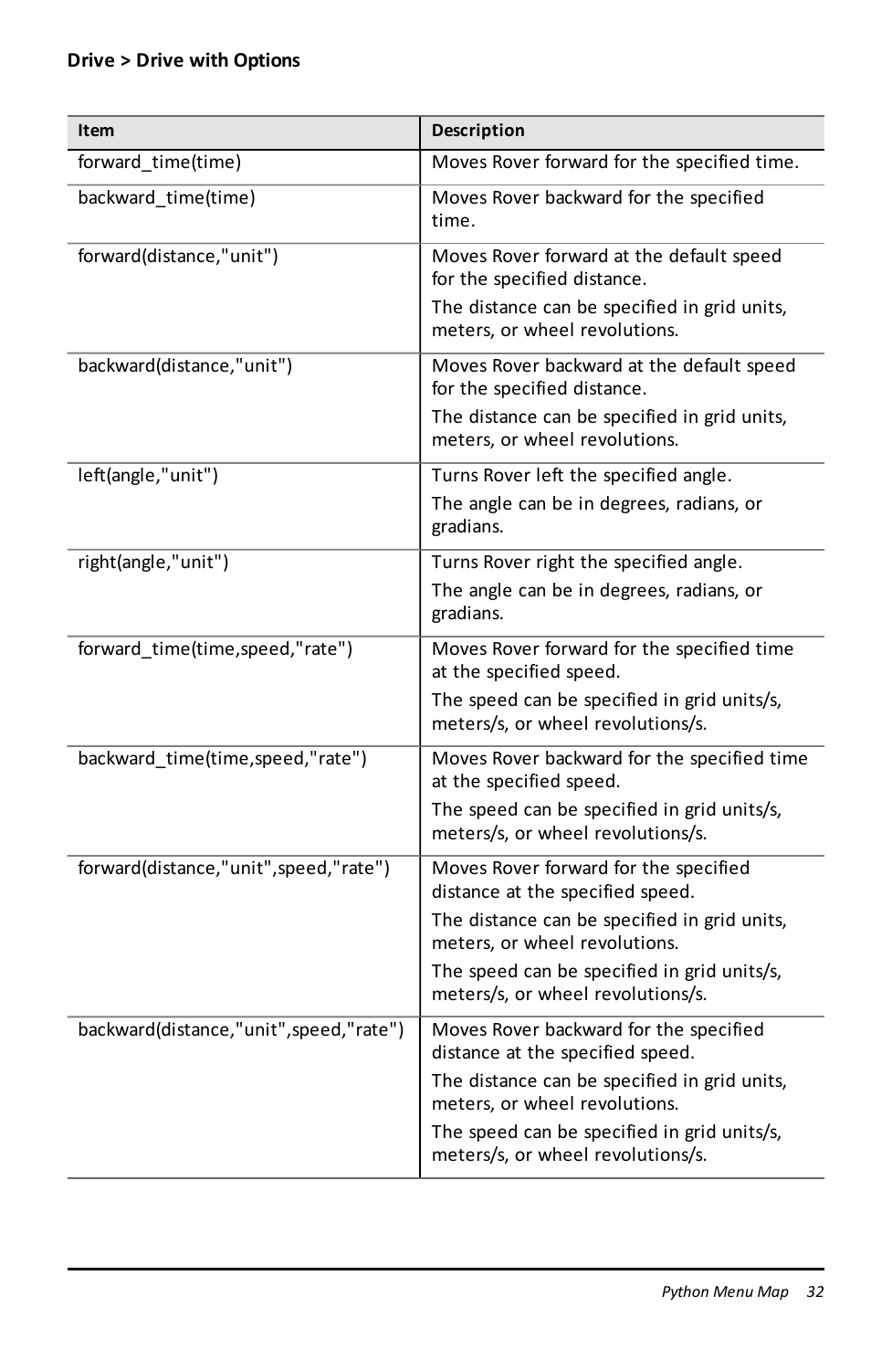**Drive > Drive with Options**

| Item | Description |
|---|---|
| forward_time(time) | Moves Rover forward for the specified time. |
| backward_time(time) | Moves Rover backward for the specified time. |
| forward(distance,"unit") | Moves Rover forward at the default speed for the specified distance.<br>The distance can be specified in grid units, meters, or wheel revolutions. |
| backward(distance,"unit") | Moves Rover backward at the default speed for the specified distance.<br>The distance can be specified in grid units, meters, or wheel revolutions. |
| left(angle,"unit") | Turns Rover left the specified angle.<br>The angle can be in degrees, radians, or gradians. |
| right(angle,"unit") | Turns Rover right the specified angle.<br>The angle can be in degrees, radians, or gradians. |
| forward_time(time,speed,"rate") | Moves Rover forward for the specified time at the specified speed.<br>The speed can be specified in grid units/s, meters/s, or wheel revolutions/s. |
| backward_time(time,speed,"rate") | Moves Rover backward for the specified time at the specified speed.<br>The speed can be specified in grid units/s, meters/s, or wheel revolutions/s. |
| forward(distance,"unit",speed,"rate") | Moves Rover forward for the specified distance at the specified speed.<br>The distance can be specified in grid units, meters, or wheel revolutions.<br>The speed can be specified in grid units/s, meters/s, or wheel revolutions/s. |
| backward(distance,"unit",speed,"rate") | Moves Rover backward for the specified distance at the specified speed.<br>The distance can be specified in grid units, meters, or wheel revolutions.<br>The speed can be specified in grid units/s, meters/s, or wheel revolutions/s. |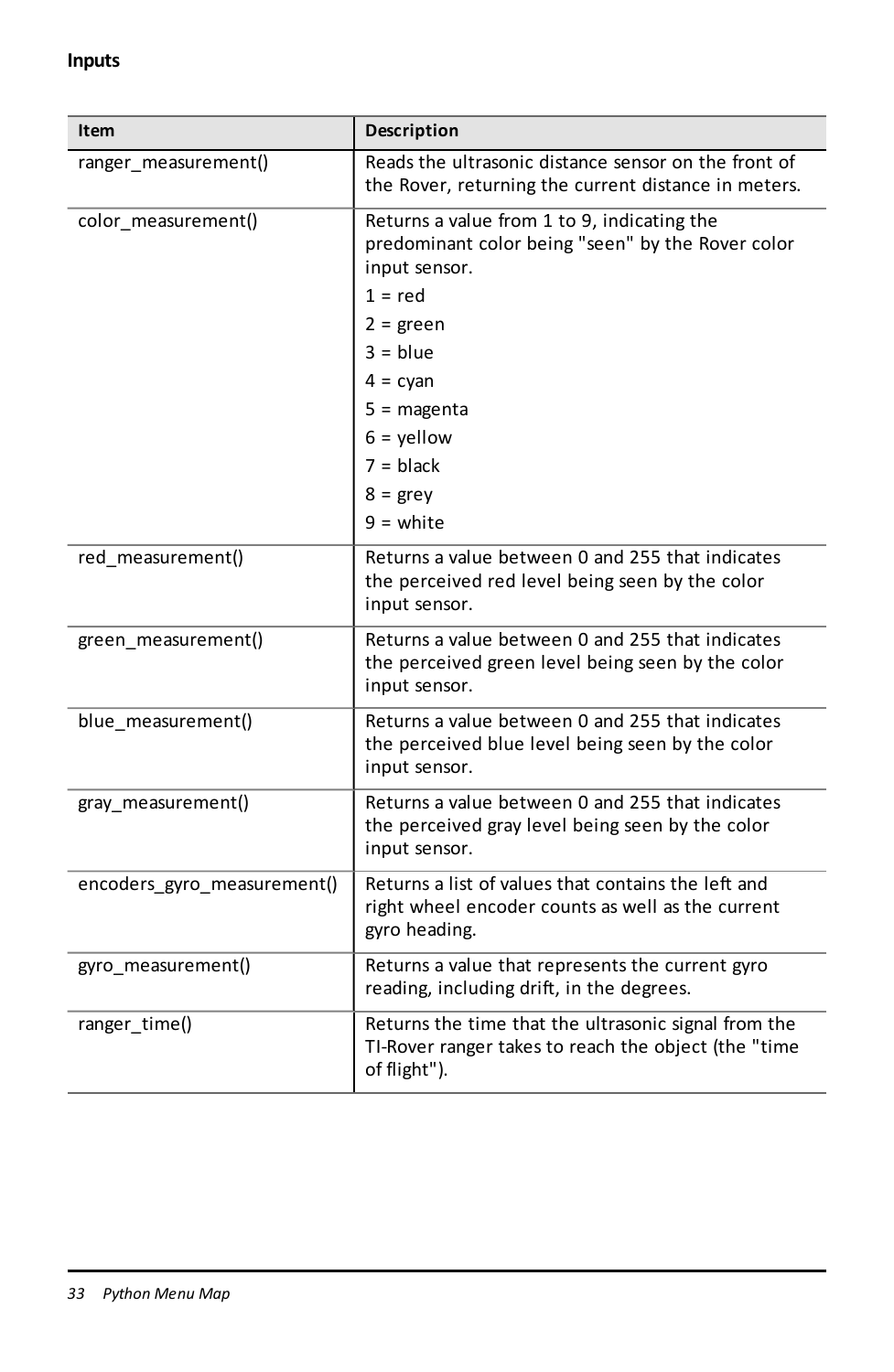**Inputs**

| Item | Description |
| --- | --- |
| ranger_measurement() | Reads the ultrasonic distance sensor on the front of the Rover, returning the current distance in meters. |
| color_measurement() | Returns a value from 1 to 9, indicating the predominant color being "seen" by the Rover color input sensor.<br>1 = red<br>2 = green<br>3 = blue<br>4 = cyan<br>5 = magenta<br>6 = yellow<br>7 = black<br>8 = grey<br>9 = white |
| red_measurement() | Returns a value between 0 and 255 that indicates the perceived red level being seen by the color input sensor. |
| green_measurement() | Returns a value between 0 and 255 that indicates the perceived green level being seen by the color input sensor. |
| blue_measurement() | Returns a value between 0 and 255 that indicates the perceived blue level being seen by the color input sensor. |
| gray_measurement() | Returns a value between 0 and 255 that indicates the perceived gray level being seen by the color input sensor. |
| encoders_gyro_measurement() | Returns a list of values that contains the left and right wheel encoder counts as well as the current gyro heading. |
| gyro_measurement() | Returns a value that represents the current gyro reading, including drift, in the degrees. |
| ranger_time() | Returns the time that the ultrasonic signal from the TI-Rover ranger takes to reach the object (the "time of flight"). |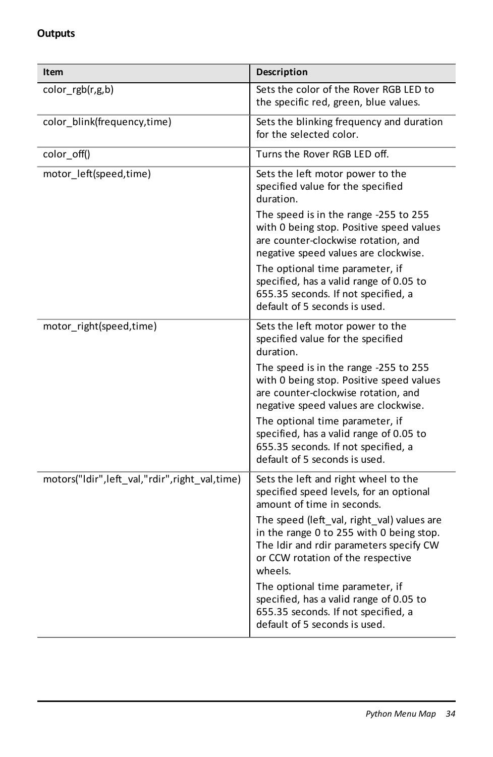**Outputs**

| Item | Description |
| --- | --- |
| color_rgb(r,g,b) | Sets the color of the Rover RGB LED to the specific red, green, blue values. |
| color_blink(frequency,time) | Sets the blinking frequency and duration for the selected color. |
| color_off() | Turns the Rover RGB LED off. |
| motor_left(speed,time) | Sets the left motor power to the specified value for the specified duration.<br><br>The speed is in the range -255 to 255 with 0 being stop. Positive speed values are counter-clockwise rotation, and negative speed values are clockwise.<br><br>The optional time parameter, if specified, has a valid range of 0.05 to 655.35 seconds. If not specified, a default of 5 seconds is used. |
| motor_right(speed,time) | Sets the left motor power to the specified value for the specified duration.<br><br>The speed is in the range -255 to 255 with 0 being stop. Positive speed values are counter-clockwise rotation, and negative speed values are clockwise.<br><br>The optional time parameter, if specified, has a valid range of 0.05 to 655.35 seconds. If not specified, a default of 5 seconds is used. |
| motors("ldir",left_val,"rdir",right_val,time) | Sets the left and right wheel to the specified speed levels, for an optional amount of time in seconds.<br><br>The speed (left_val, right_val) values are in the range 0 to 255 with 0 being stop. The ldir and rdir parameters specify CW or CCW rotation of the respective wheels.<br><br>The optional time parameter, if specified, has a valid range of 0.05 to 655.35 seconds. If not specified, a default of 5 seconds is used. |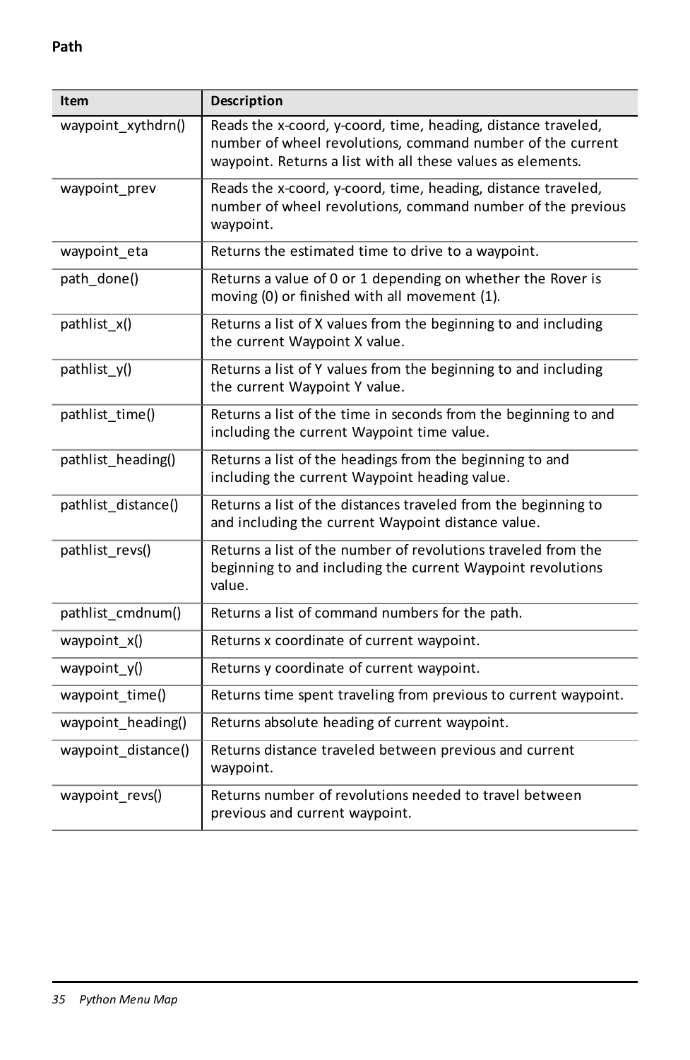**Path**

| Item | Description |
| --- | --- |
| waypoint_xythdrn() | Reads the x-coord, y-coord, time, heading, distance traveled, number of wheel revolutions, command number of the current waypoint. Returns a list with all these values as elements. |
| waypoint_prev | Reads the x-coord, y-coord, time, heading, distance traveled, number of wheel revolutions, command number of the previous waypoint. |
| waypoint_eta | Returns the estimated time to drive to a waypoint. |
| path_done() | Returns a value of 0 or 1 depending on whether the Rover is moving (0) or finished with all movement (1). |
| pathlist_x() | Returns a list of X values from the beginning to and including the current Waypoint X value. |
| pathlist_y() | Returns a list of Y values from the beginning to and including the current Waypoint Y value. |
| pathlist_time() | Returns a list of the time in seconds from the beginning to and including the current Waypoint time value. |
| pathlist_heading() | Returns a list of the headings from the beginning to and including the current Waypoint heading value. |
| pathlist_distance() | Returns a list of the distances traveled from the beginning to and including the current Waypoint distance value. |
| pathlist_revs() | Returns a list of the number of revolutions traveled from the beginning to and including the current Waypoint revolutions value. |
| pathlist_cmdnum() | Returns a list of command numbers for the path. |
| waypoint_x() | Returns x coordinate of current waypoint. |
| waypoint_y() | Returns y coordinate of current waypoint. |
| waypoint_time() | Returns time spent traveling from previous to current waypoint. |
| waypoint_heading() | Returns absolute heading of current waypoint. |
| waypoint_distance() | Returns distance traveled between previous and current waypoint. |
| waypoint_revs() | Returns number of revolutions needed to travel between previous and current waypoint. |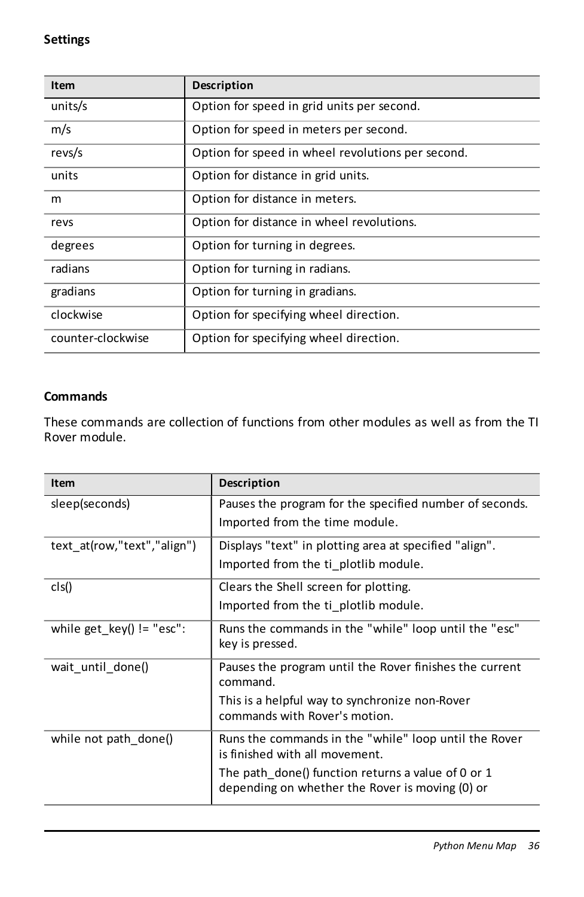**Settings**

| Item | Description |
|---|---|
| units/s | Option for speed in grid units per second. |
| m/s | Option for speed in meters per second. |
| revs/s | Option for speed in wheel revolutions per second. |
| units | Option for distance in grid units. |
| m | Option for distance in meters. |
| revs | Option for distance in wheel revolutions. |
| degrees | Option for turning in degrees. |
| radians | Option for turning in radians. |
| gradians | Option for turning in gradians. |
| clockwise | Option for specifying wheel direction. |
| counter-clockwise | Option for specifying wheel direction. |

**Commands**

These commands are collection of functions from other modules as well as from the TI Rover module.

| Item | Description |
|---|---|
| sleep(seconds) | Pauses the program for the specified number of seconds.<br>Imported from the time module. |
| text_at(row,"text","align") | Displays "text" in plotting area at specified "align".<br>Imported from the ti_plotlib module. |
| cls() | Clears the Shell screen for plotting.<br>Imported from the ti_plotlib module. |
| while get_key() != "esc": | Runs the commands in the "while" loop until the "esc" key is pressed. |
| wait_until_done() | Pauses the program until the Rover finishes the current command.<br>This is a helpful way to synchronize non-Rover commands with Rover's motion. |
| while not path_done() | Runs the commands in the "while" loop until the Rover is finished with all movement.<br>The path_done() function returns a value of 0 or 1 depending on whether the Rover is moving (0) or |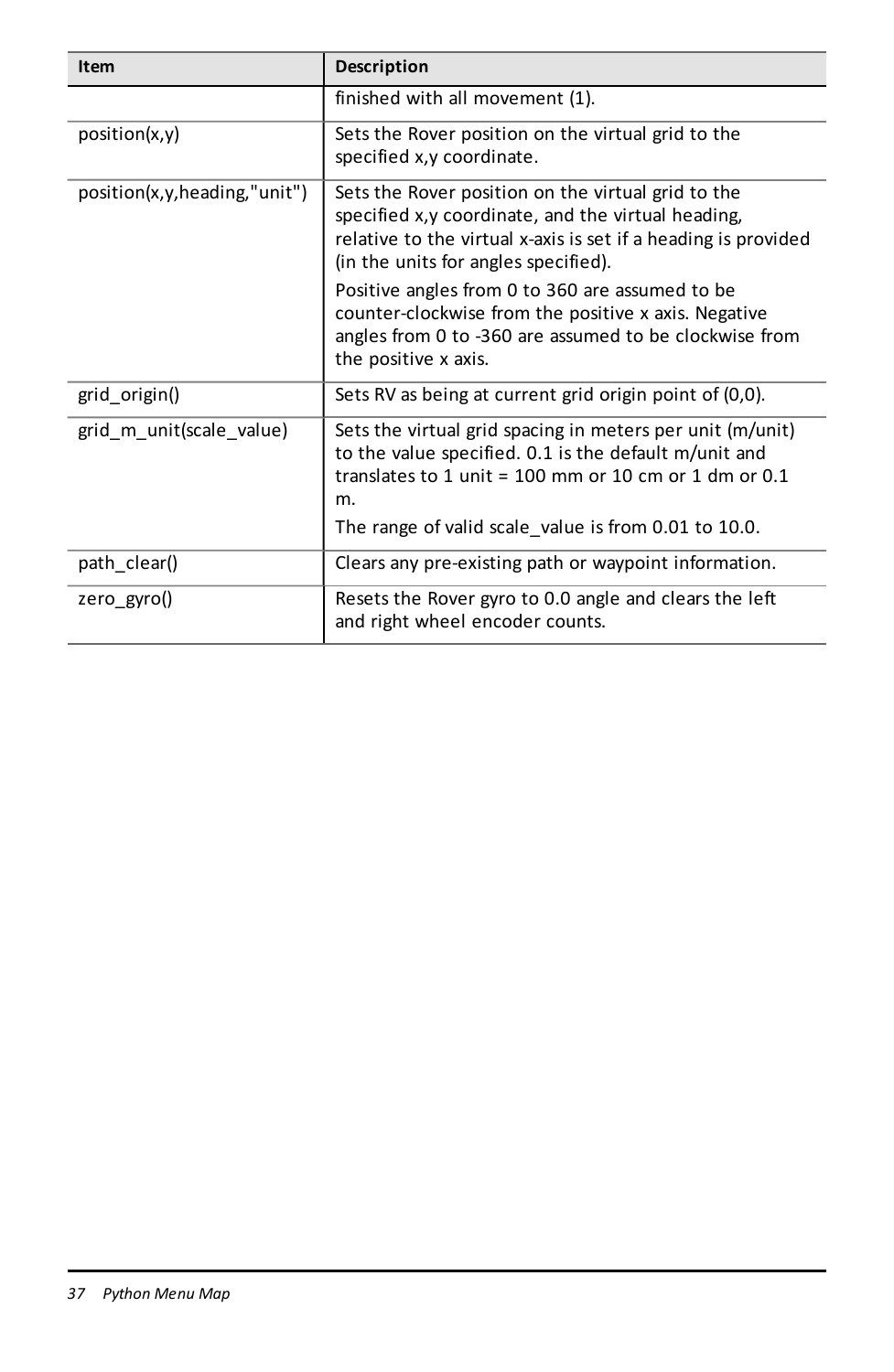| Item | Description |
|---|---|
| | finished with all movement (1). |
| position(x,y) | Sets the Rover position on the virtual grid to the specified x,y coordinate. |
| position(x,y,heading,"unit") | Sets the Rover position on the virtual grid to the specified x,y coordinate, and the virtual heading, relative to the virtual x-axis is set if a heading is provided (in the units for angles specified).<br><br>Positive angles from 0 to 360 are assumed to be counter-clockwise from the positive x axis. Negative angles from 0 to -360 are assumed to be clockwise from the positive x axis. |
| grid_origin() | Sets RV as being at current grid origin point of (0,0). |
| grid_m_unit(scale_value) | Sets the virtual grid spacing in meters per unit (m/unit) to the value specified. 0.1 is the default m/unit and translates to 1 unit = 100 mm or 10 cm or 1 dm or 0.1 m.<br><br>The range of valid scale_value is from 0.01 to 10.0. |
| path_clear() | Clears any pre-existing path or waypoint information. |
| zero_gyro() | Resets the Rover gyro to 0.0 angle and clears the left and right wheel encoder counts. |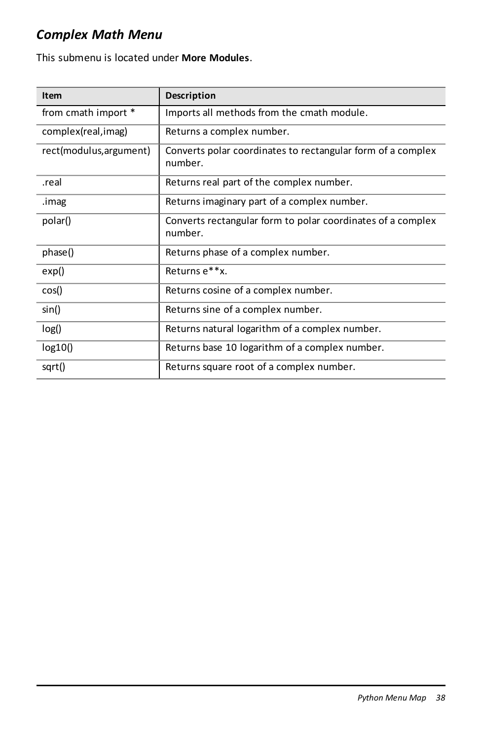## *Complex Math Menu*

This submenu is located under **More Modules**.

| Item | Description |
| --- | --- |
| from cmath import * | Imports all methods from the cmath module. |
| complex(real,imag) | Returns a complex number. |
| rect(modulus,argument) | Converts polar coordinates to rectangular form of a complex number. |
| .real | Returns real part of the complex number. |
| .imag | Returns imaginary part of a complex number. |
| polar() | Converts rectangular form to polar coordinates of a complex number. |
| phase() | Returns phase of a complex number. |
| exp() | Returns e**x. |
| cos() | Returns cosine of a complex number. |
| sin() | Returns sine of a complex number. |
| log() | Returns natural logarithm of a complex number. |
| log10() | Returns base 10 logarithm of a complex number. |
| sqrt() | Returns square root of a complex number. |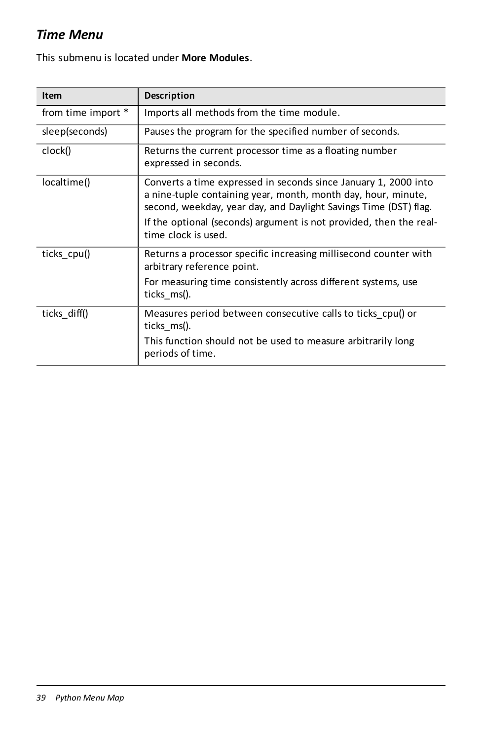## *Time Menu*

This submenu is located under **More Modules**.

| Item | Description |
|---|---|
| from time import * | Imports all methods from the time module. |
| sleep(seconds) | Pauses the program for the specified number of seconds. |
| clock() | Returns the current processor time as a floating number expressed in seconds. |
| localtime() | Converts a time expressed in seconds since January 1, 2000 into a nine-tuple containing year, month, month day, hour, minute, second, weekday, year day, and Daylight Savings Time (DST) flag.<br>If the optional (seconds) argument is not provided, then the real-time clock is used. |
| ticks_cpu() | Returns a processor specific increasing millisecond counter with arbitrary reference point.<br>For measuring time consistently across different systems, use ticks_ms(). |
| ticks_diff() | Measures period between consecutive calls to ticks_cpu() or ticks_ms().<br>This function should not be used to measure arbitrarily long periods of time. |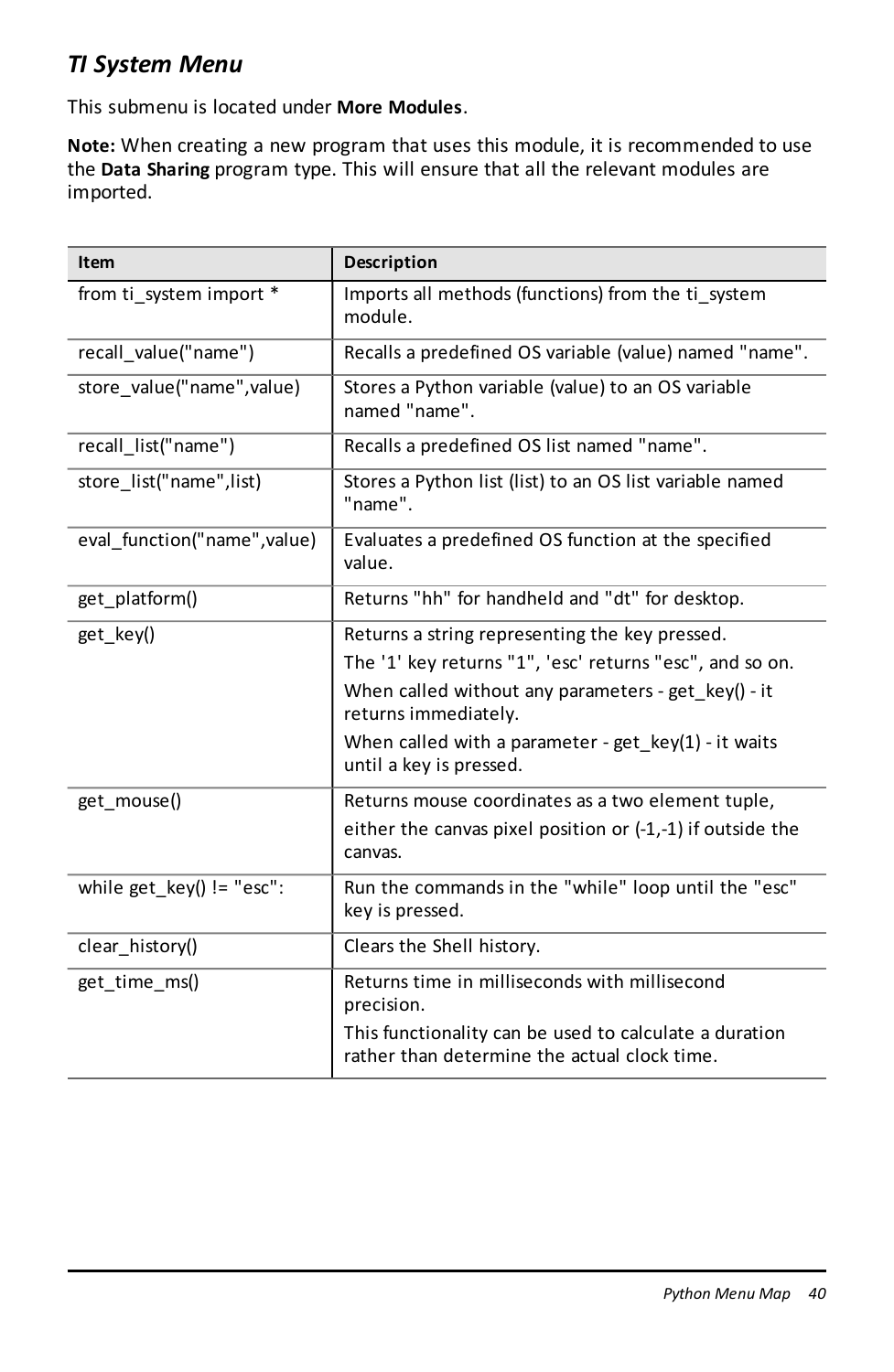## *TI System Menu*

This submenu is located under **More Modules**.

**Note:** When creating a new program that uses this module, it is recommended to use the **Data Sharing** program type. This will ensure that all the relevant modules are imported.

| Item | Description |
| --- | --- |
| from ti_system import * | Imports all methods (functions) from the ti_system module. |
| recall_value("name") | Recalls a predefined OS variable (value) named "name". |
| store_value("name",value) | Stores a Python variable (value) to an OS variable named "name". |
| recall_list("name") | Recalls a predefined OS list named "name". |
| store_list("name",list) | Stores a Python list (list) to an OS list variable named "name". |
| eval_function("name",value) | Evaluates a predefined OS function at the specified value. |
| get_platform() | Returns "hh" for handheld and "dt" for desktop. |
| get_key() | Returns a string representing the key pressed.<br>The '1' key returns "1", 'esc' returns "esc", and so on.<br>When called without any parameters - get_key() - it returns immediately.<br>When called with a parameter - get_key(1) - it waits until a key is pressed. |
| get_mouse() | Returns mouse coordinates as a two element tuple,<br>either the canvas pixel position or (-1,-1) if outside the canvas. |
| while get_key() != "esc": | Run the commands in the "while" loop until the "esc" key is pressed. |
| clear_history() | Clears the Shell history. |
| get_time_ms() | Returns time in milliseconds with millisecond precision.<br>This functionality can be used to calculate a duration rather than determine the actual clock time. |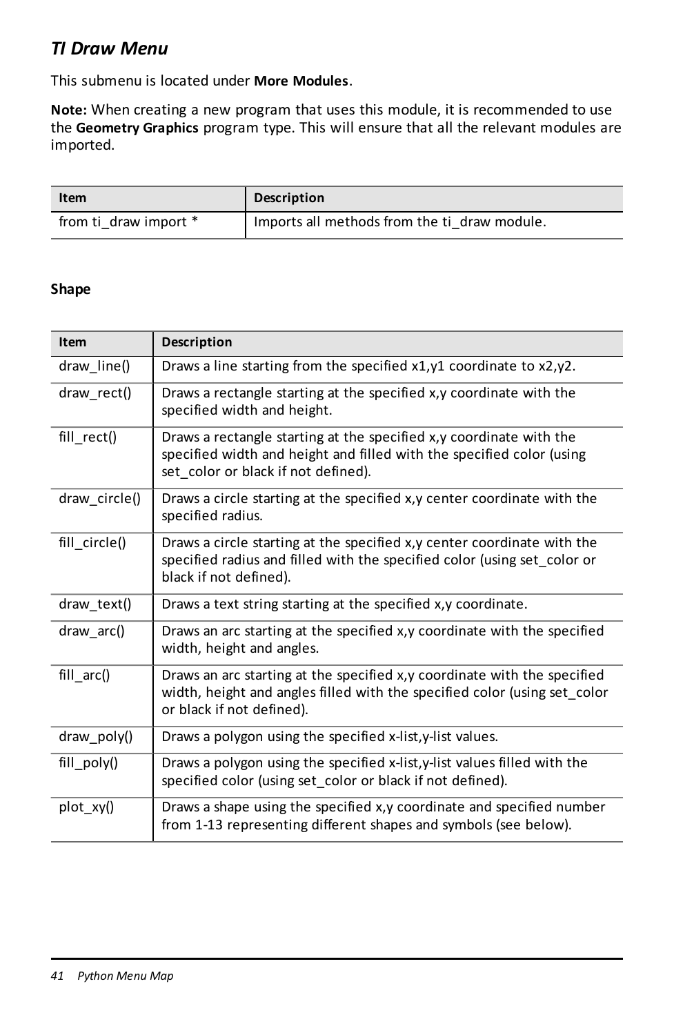## *TI Draw Menu*

This submenu is located under **More Modules**.

**Note:** When creating a new program that uses this module, it is recommended to use the **Geometry Graphics** program type. This will ensure that all the relevant modules are imported.

| Item | Description |
| --- | --- |
| from ti_draw import * | Imports all methods from the ti_draw module. |

### Shape

| Item | Description |
| --- | --- |
| draw_line() | Draws a line starting from the specified x1,y1 coordinate to x2,y2. |
| draw_rect() | Draws a rectangle starting at the specified x,y coordinate with the specified width and height. |
| fill_rect() | Draws a rectangle starting at the specified x,y coordinate with the specified width and height and filled with the specified color (using set_color or black if not defined). |
| draw_circle() | Draws a circle starting at the specified x,y center coordinate with the specified radius. |
| fill_circle() | Draws a circle starting at the specified x,y center coordinate with the specified radius and filled with the specified color (using set_color or black if not defined). |
| draw_text() | Draws a text string starting at the specified x,y coordinate. |
| draw_arc() | Draws an arc starting at the specified x,y coordinate with the specified width, height and angles. |
| fill_arc() | Draws an arc starting at the specified x,y coordinate with the specified width, height and angles filled with the specified color (using set_color or black if not defined). |
| draw_poly() | Draws a polygon using the specified x-list,y-list values. |
| fill_poly() | Draws a polygon using the specified x-list,y-list values filled with the specified color (using set_color or black if not defined). |
| plot_xy() | Draws a shape using the specified x,y coordinate and specified number from 1-13 representing different shapes and symbols (see below). |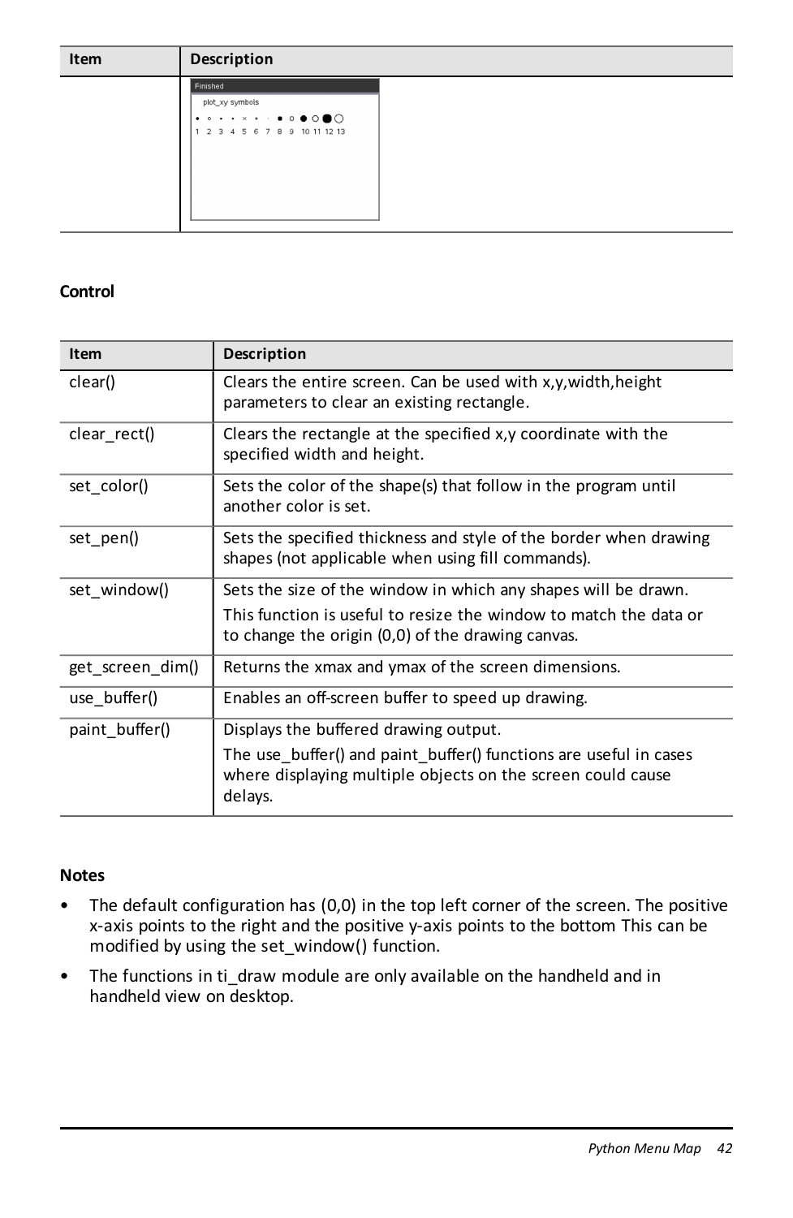| Item | Description |
|---|---|
| | Finished<br>plot_xy symbols<br>1 2 3 4 5 6 7 8 9 10 11 12 13 |

### Control

| Item | Description |
|---|---|
| clear() | Clears the entire screen. Can be used with x,y,width,height parameters to clear an existing rectangle. |
| clear_rect() | Clears the rectangle at the specified x,y coordinate with the specified width and height. |
| set_color() | Sets the color of the shape(s) that follow in the program until another color is set. |
| set_pen() | Sets the specified thickness and style of the border when drawing shapes (not applicable when using fill commands). |
| set_window() | Sets the size of the window in which any shapes will be drawn.<br>This function is useful to resize the window to match the data or to change the origin (0,0) of the drawing canvas. |
| get_screen_dim() | Returns the xmax and ymax of the screen dimensions. |
| use_buffer() | Enables an off-screen buffer to speed up drawing. |
| paint_buffer() | Displays the buffered drawing output.<br>The use_buffer() and paint_buffer() functions are useful in cases where displaying multiple objects on the screen could cause delays. |

### Notes

- The default configuration has (0,0) in the top left corner of the screen. The positive x-axis points to the right and the positive y-axis points to the bottom This can be modified by using the set_window() function.
- The functions in ti_draw module are only available on the handheld and in handheld view on desktop.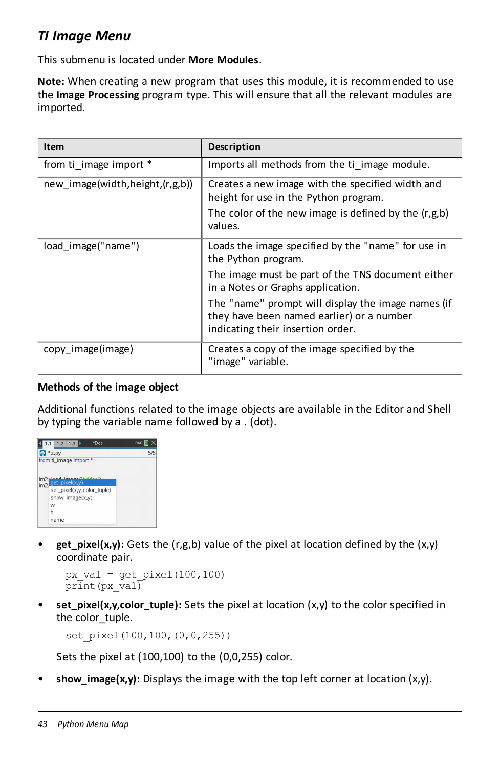## *TI Image Menu*

This submenu is located under **More Modules**.

**Note:** When creating a new program that uses this module, it is recommended to use the **Image Processing** program type. This will ensure that all the relevant modules are imported.

| Item | Description |
|---|---|
| from ti_image import * | Imports all methods from the ti_image module. |
| new_image(width,height,(r,g,b)) | Creates a new image with the specified width and height for use in the Python program.<br>The color of the new image is defined by the (r,g,b) values. |
| load_image("name") | Loads the image specified by the "name" for use in the Python program.<br>The image must be part of the TNS document either in a Notes or Graphs application.<br>The "name" prompt will display the image names (if they have been named earlier) or a number indicating their insertion order. |
| copy_image(image) | Creates a copy of the image specified by the "image" variable. |

### Methods of the image object

Additional functions related to the image objects are available in the Editor and Shell by typing the variable name followed by a . (dot).

- **get_pixel(x,y):** Gets the (r,g,b) value of the pixel at location defined by the (x,y) coordinate pair.

```
px_val = get_pixel(100,100)
print(px_val)
```

- **set_pixel(x,y,color_tuple):** Sets the pixel at location (x,y) to the color specified in the color_tuple.

```
set_pixel(100,100,(0,0,255))
```

  Sets the pixel at (100,100) to the (0,0,255) color.

- **show_image(x,y):** Displays the image with the top left corner at location (x,y).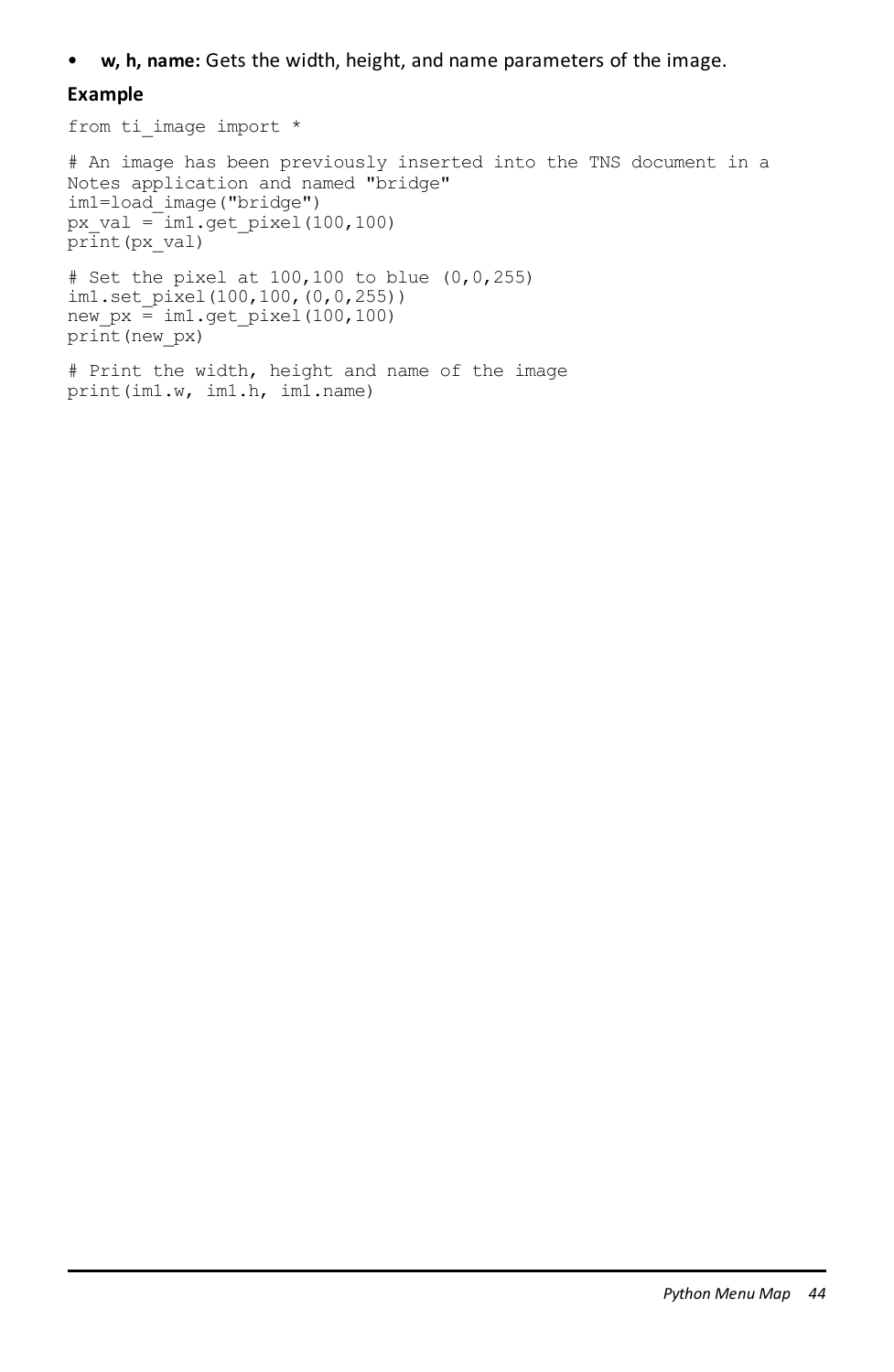- **w, h, name:** Gets the width, height, and name parameters of the image.

### Example

```
from ti_image import *

# An image has been previously inserted into the TNS document in a
Notes application and named "bridge"
im1=load_image("bridge")
px_val = im1.get_pixel(100,100)
print(px_val)

# Set the pixel at 100,100 to blue (0,0,255)
im1.set_pixel(100,100,(0,0,255))
new_px = im1.get_pixel(100,100)
print(new_px)

# Print the width, height and name of the image
print(im1.w, im1.h, im1.name)
```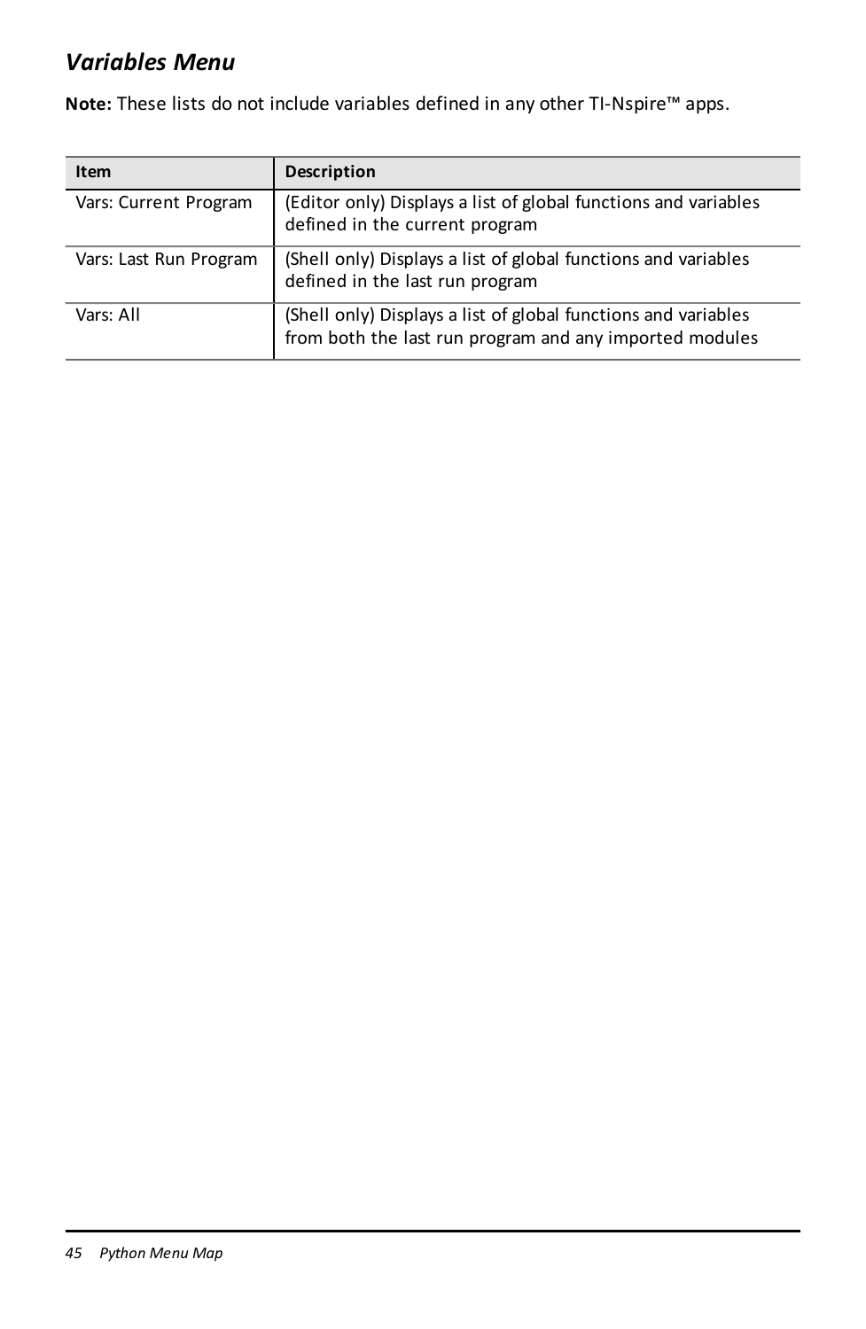## *Variables Menu*

**Note:** These lists do not include variables defined in any other TI-Nspire™ apps.

| Item | Description |
| --- | --- |
| Vars: Current Program | (Editor only) Displays a list of global functions and variables defined in the current program |
| Vars: Last Run Program | (Shell only) Displays a list of global functions and variables defined in the last run program |
| Vars: All | (Shell only) Displays a list of global functions and variables from both the last run program and any imported modules |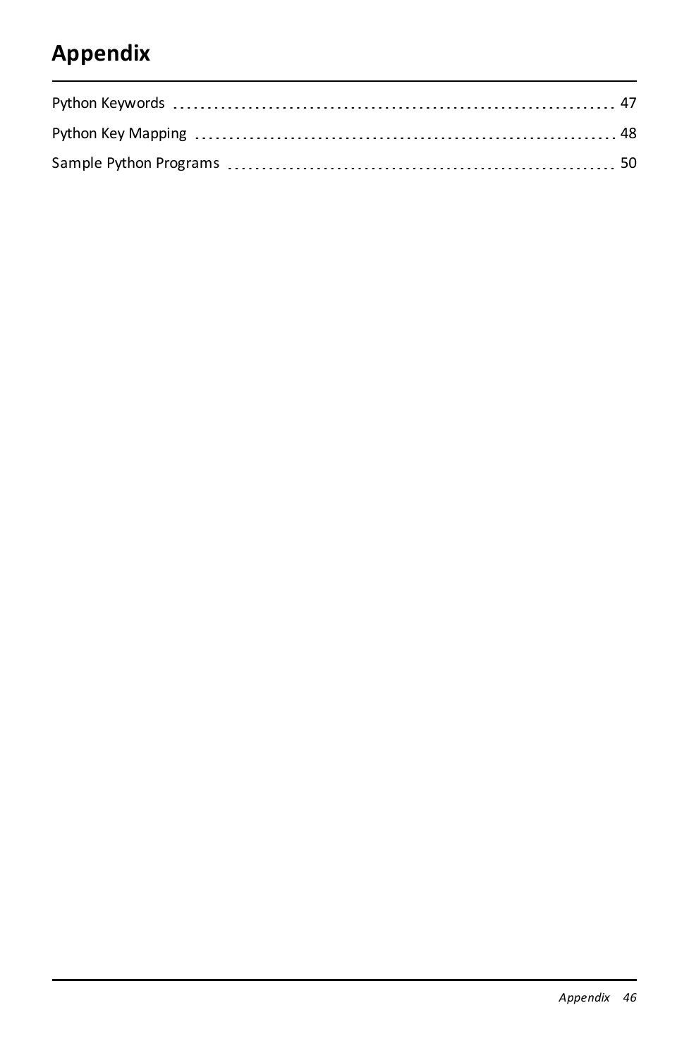# Appendix

Python Keywords . . . . . . . . . . . . . . . . . . . . . . . . . . . . . . . . . . . . . . . . . . . . . . . . . . . . . . . . . . . . . 47

Python Key Mapping . . . . . . . . . . . . . . . . . . . . . . . . . . . . . . . . . . . . . . . . . . . . . . . . . . . . . . . . . . . 48

Sample Python Programs . . . . . . . . . . . . . . . . . . . . . . . . . . . . . . . . . . . . . . . . . . . . . . . . . . . . 50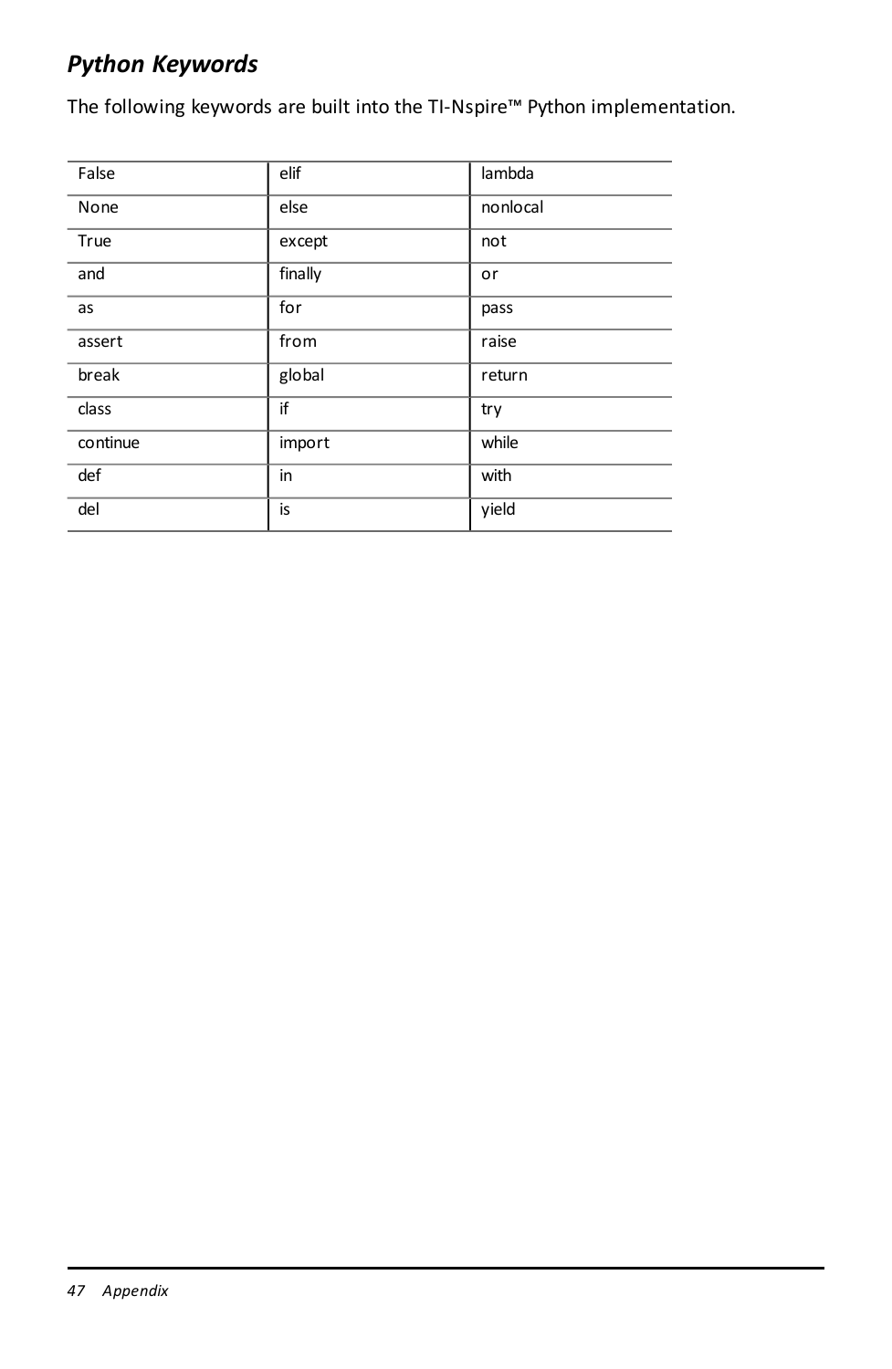## *Python Keywords*

The following keywords are built into the TI-Nspire™ Python implementation.

| | | |
|---|---|---|
| False | elif | lambda |
| None | else | nonlocal |
| True | except | not |
| and | finally | or |
| as | for | pass |
| assert | from | raise |
| break | global | return |
| class | if | try |
| continue | import | while |
| def | in | with |
| del | is | yield |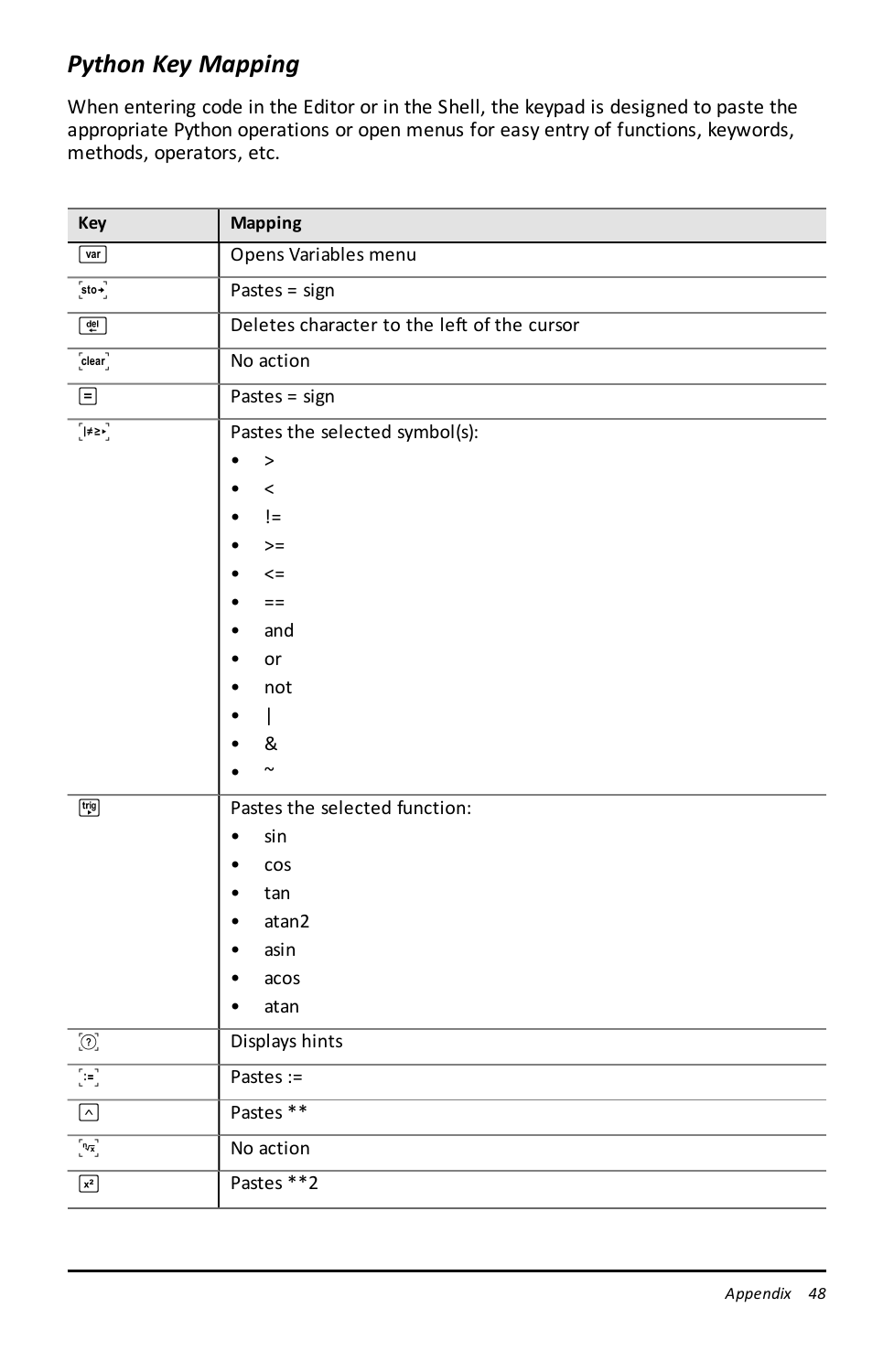## *Python Key Mapping*

When entering code in the Editor or in the Shell, the keypad is designed to paste the appropriate Python operations or open menus for easy entry of functions, keywords, methods, operators, etc.

| Key | Mapping |
|---|---|
| var | Opens Variables menu |
| sto→ | Pastes = sign |
| del | Deletes character to the left of the cursor |
| clear | No action |
| = | Pastes = sign |
| ≠≥▸ | Pastes the selected symbol(s): <br>• > <br>• < <br>• != <br>• >= <br>• <= <br>• == <br>• and <br>• or <br>• not <br>• \| <br>• & <br>• ~ |
| trig | Pastes the selected function: <br>• sin <br>• cos <br>• tan <br>• atan2 <br>• asin <br>• acos <br>• atan |
| ? | Displays hints |
| := | Pastes := |
| ^ | Pastes ** |
| ⁿ√x | No action |
| x² | Pastes **2 |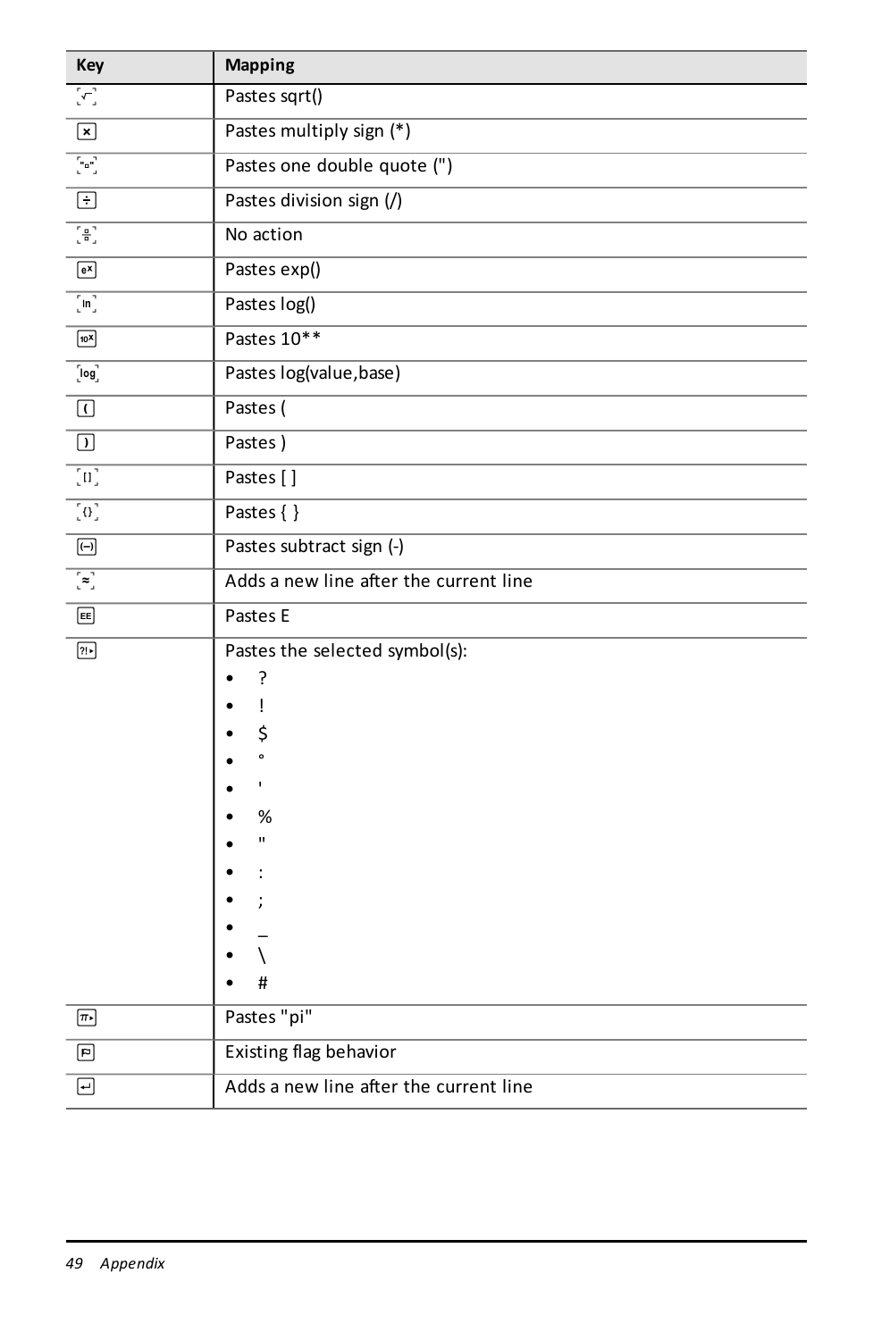| Key | Mapping |
|---|---|
| √ | Pastes sqrt() |
| × | Pastes multiply sign (*) |
| "□" | Pastes one double quote (") |
| ÷ | Pastes division sign (/) |
| □/□ | No action |
| eˣ | Pastes exp() |
| ln | Pastes log() |
| 10ˣ | Pastes 10** |
| log | Pastes log(value,base) |
| ( | Pastes ( |
| ) | Pastes ) |
| [ ] | Pastes [ ] |
| { } | Pastes { } |
| (−) | Pastes subtract sign (-) |
| ≈ | Adds a new line after the current line |
| EE | Pastes E |
| ?!▸ | Pastes the selected symbol(s):<br>• ?<br>• !<br>• $<br>• °<br>• '<br>• %<br>• "<br>• :<br>• ;<br>• _<br>• \<br>• # |
| π▸ | Pastes "pi" |
| flag | Existing flag behavior |
| enter | Adds a new line after the current line |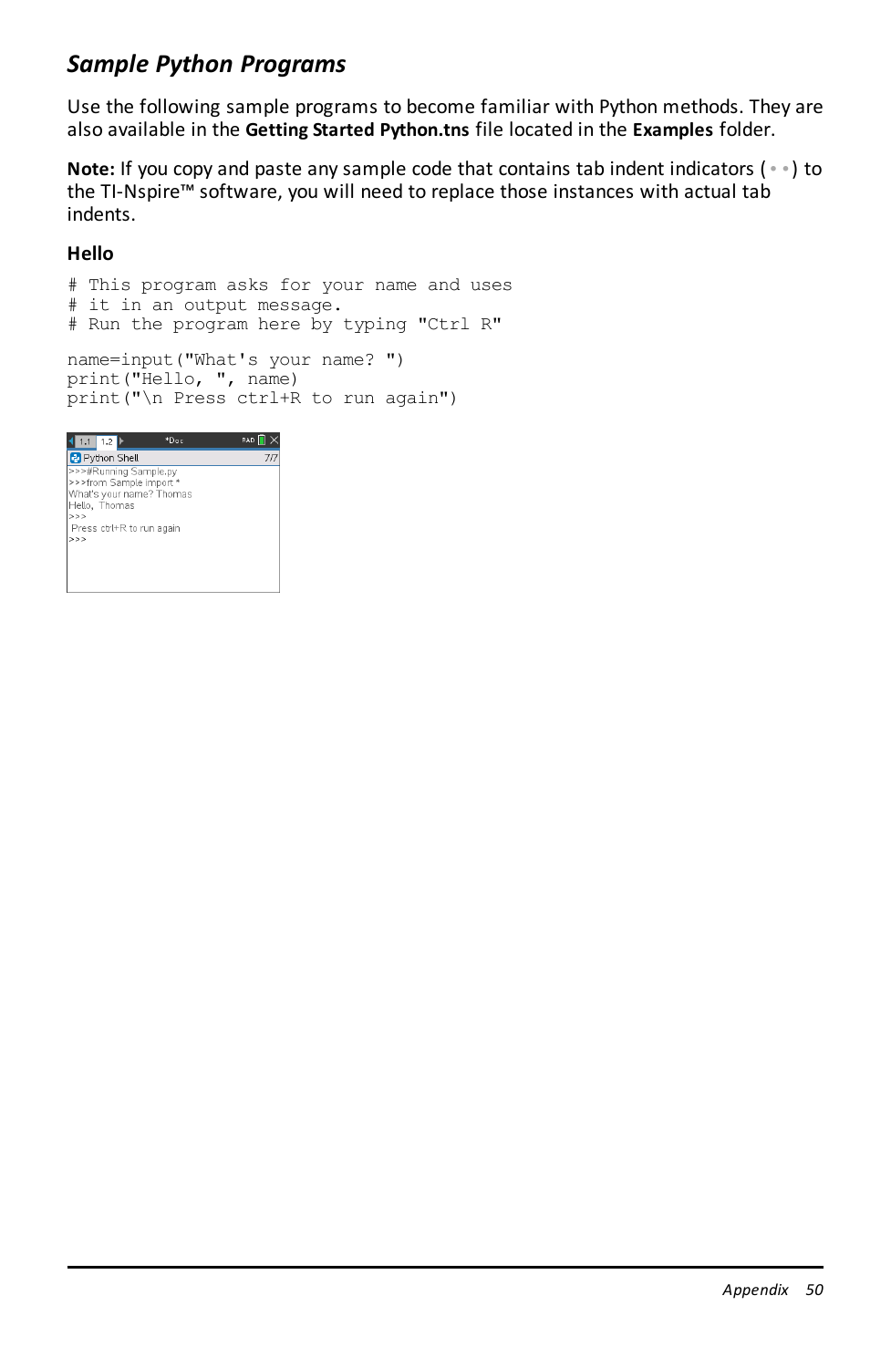## *Sample Python Programs*

Use the following sample programs to become familiar with Python methods. They are also available in the **Getting Started Python.tns** file located in the **Examples** folder.

**Note:** If you copy and paste any sample code that contains tab indent indicators ( • • ) to the TI-Nspire™ software, you will need to replace those instances with actual tab indents.

### Hello

```
# This program asks for your name and uses
# it in an output message.
# Run the program here by typing "Ctrl R"

name=input("What's your name? ")
print("Hello, ", name)
print("\n Press ctrl+R to run again")
```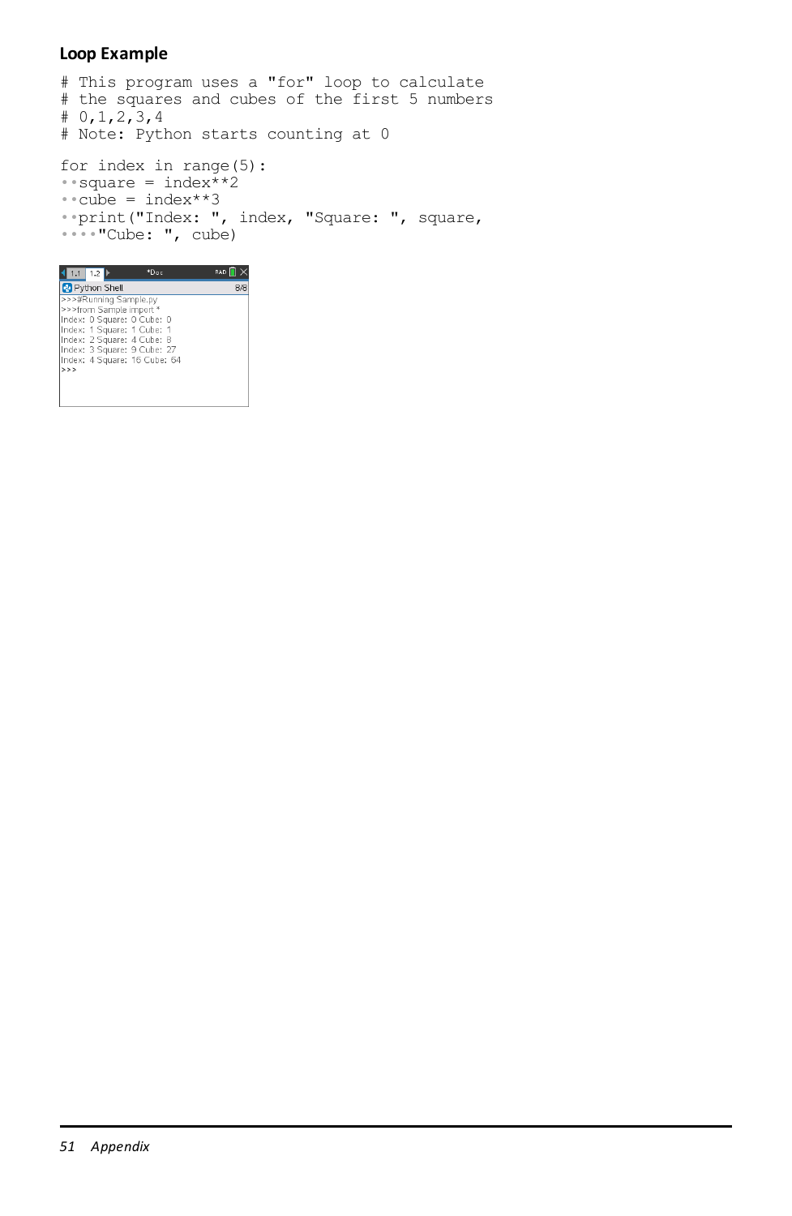### Loop Example

```
# This program uses a "for" loop to calculate
# the squares and cubes of the first 5 numbers
# 0,1,2,3,4
# Note: Python starts counting at 0

for index in range(5):
••square = index**2
••cube = index**3
••print("Index: ", index, "Square: ", square,
••••"Cube: ", cube)
```

```
>>>#Running Sample.py
>>>from Sample import *
Index:  0 Square:  0 Cube:  0
Index:  1 Square:  1 Cube:  1
Index:  2 Square:  4 Cube:  8
Index:  3 Square:  9 Cube:  27
Index:  4 Square:  16 Cube:  64
>>>
```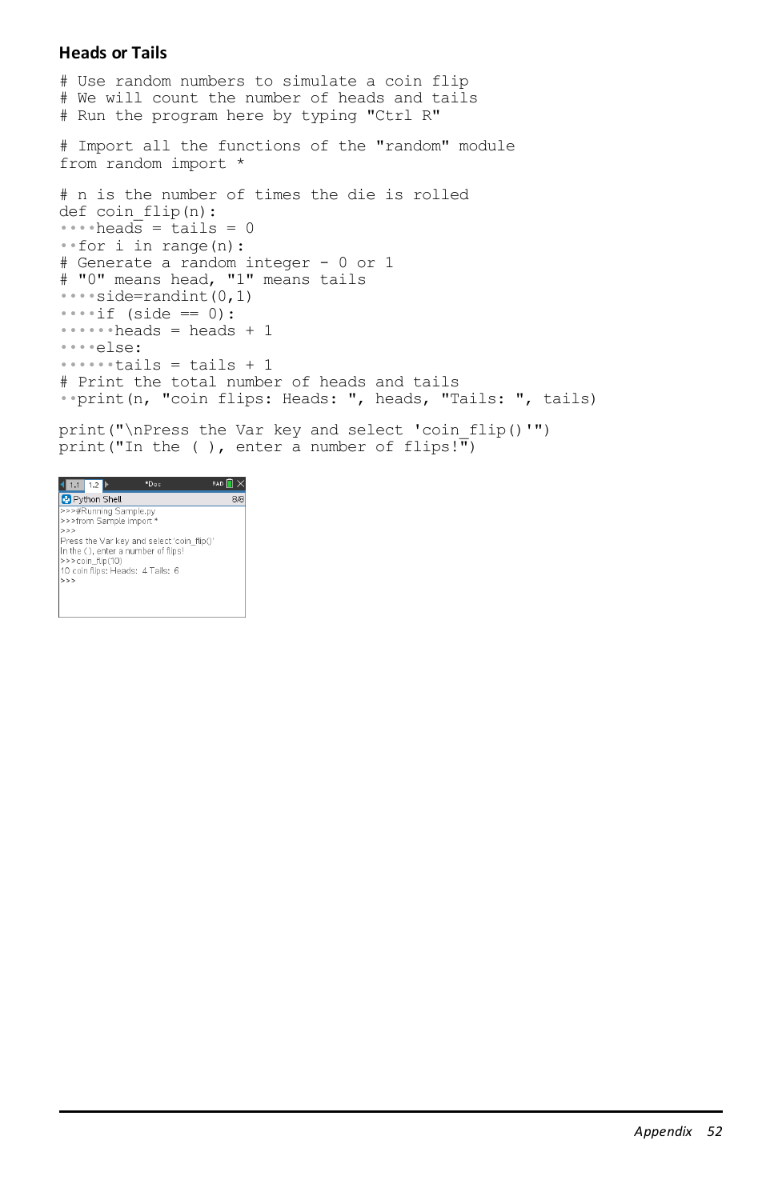### Heads or Tails

```
# Use random numbers to simulate a coin flip
# We will count the number of heads and tails
# Run the program here by typing "Ctrl R"

# Import all the functions of the "random" module
from random import *

# n is the number of times the die is rolled
def coin_flip(n):
••••heads = tails = 0
••for i in range(n):
# Generate a random integer - 0 or 1
# "0" means head, "1" means tails
••••side=randint(0,1)
••••if (side == 0):
••••••heads = heads + 1
••••else:
••••••tails = tails + 1
# Print the total number of heads and tails
••print(n, "coin flips: Heads: ", heads, "Tails: ", tails)

print("\nPress the Var key and select 'coin_flip()'")
print("In the ( ), enter a number of flips!")
```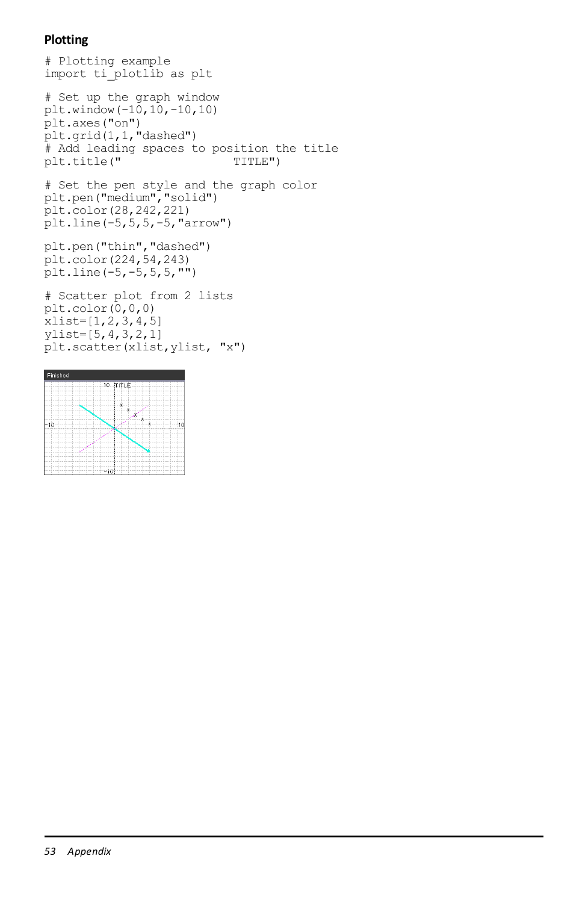## Plotting

```
# Plotting example
import ti_plotlib as plt

# Set up the graph window
plt.window(-10,10,-10,10)
plt.axes("on")
plt.grid(1,1,"dashed")
# Add leading spaces to position the title
plt.title("                TITLE")

# Set the pen style and the graph color
plt.pen("medium","solid")
plt.color(28,242,221)
plt.line(-5,5,5,-5,"arrow")

plt.pen("thin","dashed")
plt.color(224,54,243)
plt.line(-5,-5,5,5,"")

# Scatter plot from 2 lists
plt.color(0,0,0)
xlist=[1,2,3,4,5]
ylist=[5,4,3,2,1]
plt.scatter(xlist,ylist, "x")
```

Finished

10 TITLE

-10

10

-10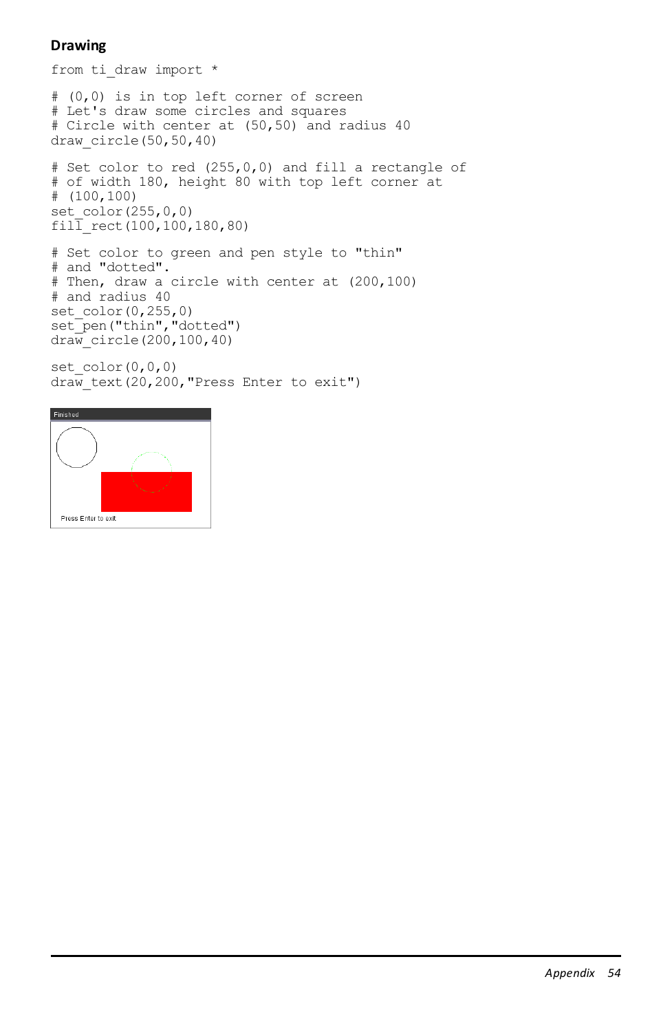### Drawing

```
from ti_draw import *

# (0,0) is in top left corner of screen
# Let's draw some circles and squares
# Circle with center at (50,50) and radius 40
draw_circle(50,50,40)

# Set color to red (255,0,0) and fill a rectangle of
# of width 180, height 80 with top left corner at
# (100,100)
set_color(255,0,0)
fill_rect(100,100,180,80)

# Set color to green and pen style to "thin"
# and "dotted".
# Then, draw a circle with center at (200,100)
# and radius 40
set_color(0,255,0)
set_pen("thin","dotted")
draw_circle(200,100,40)

set_color(0,0,0)
draw_text(20,200,"Press Enter to exit")
```

Finished

Press Enter to exit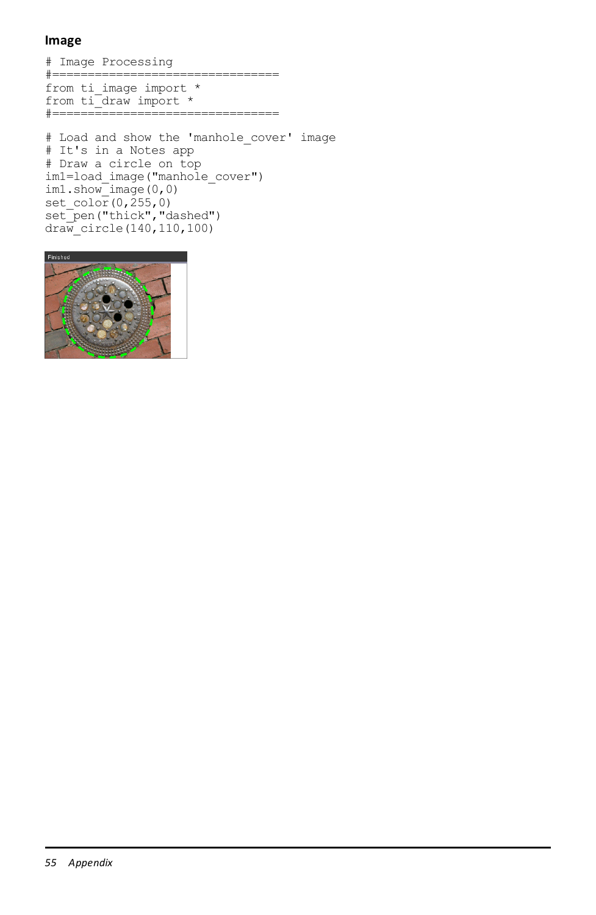### Image

```
# Image Processing
#================================
from ti_image import *
from ti_draw import *
#================================

# Load and show the 'manhole_cover' image
# It's in a Notes app
# Draw a circle on top
im1=load_image("manhole_cover")
im1.show_image(0,0)
set_color(0,255,0)
set_pen("thick","dashed")
draw_circle(140,110,100)
```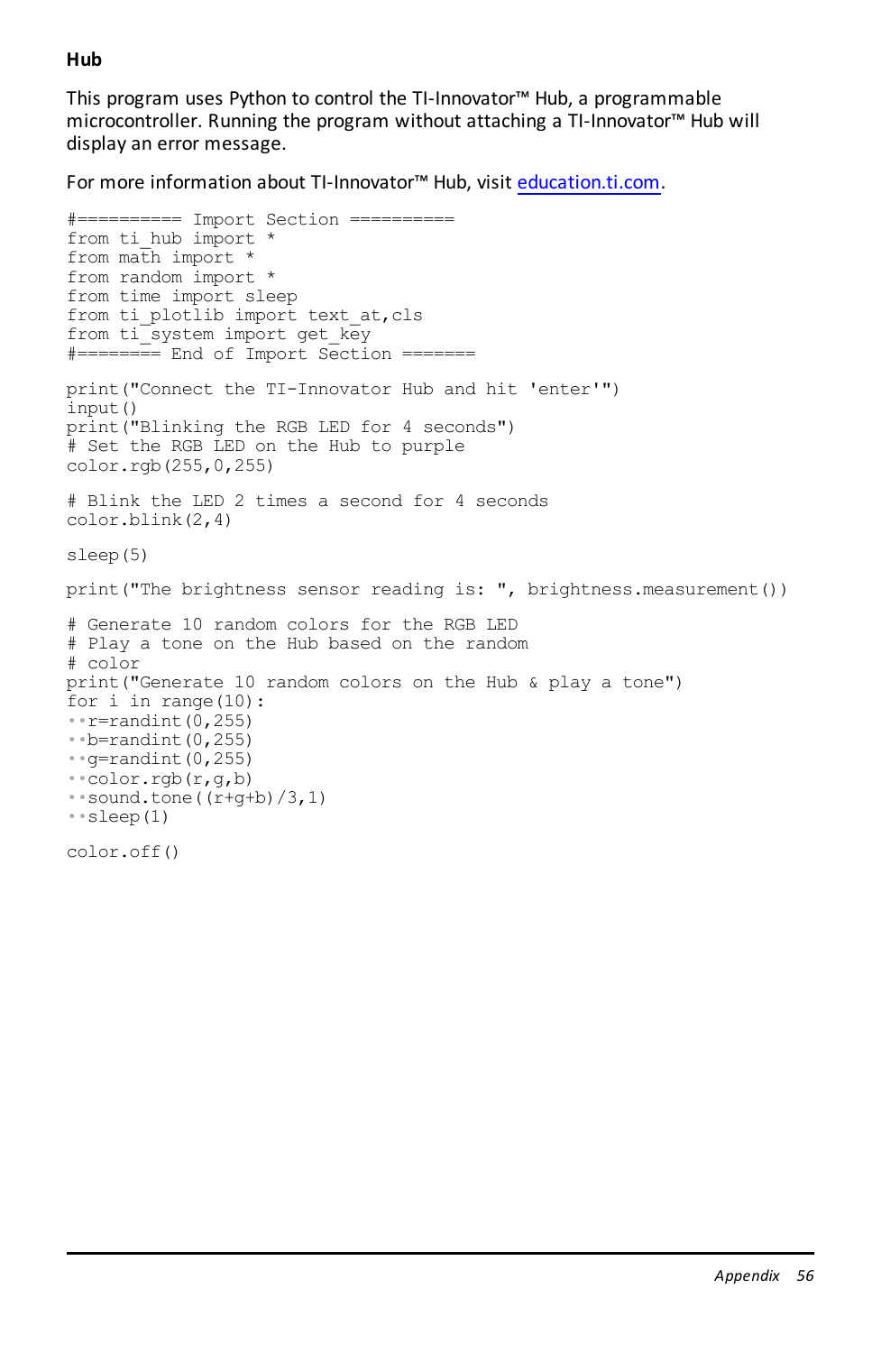### Hub

This program uses Python to control the TI-Innovator™ Hub, a programmable microcontroller. Running the program without attaching a TI-Innovator™ Hub will display an error message.

For more information about TI-Innovator™ Hub, visit education.ti.com.

```
#========== Import Section ==========
from ti_hub import *
from math import *
from random import *
from time import sleep
from ti_plotlib import text_at,cls
from ti_system import get_key
#======== End of Import Section =======

print("Connect the TI-Innovator Hub and hit 'enter'")
input()
print("Blinking the RGB LED for 4 seconds")
# Set the RGB LED on the Hub to purple
color.rgb(255,0,255)

# Blink the LED 2 times a second for 4 seconds
color.blink(2,4)

sleep(5)

print("The brightness sensor reading is: ", brightness.measurement())

# Generate 10 random colors for the RGB LED
# Play a tone on the Hub based on the random
# color
print("Generate 10 random colors on the Hub & play a tone")
for i in range(10):
••r=randint(0,255)
••b=randint(0,255)
••g=randint(0,255)
••color.rgb(r,g,b)
••sound.tone((r+g+b)/3,1)
••sleep(1)

color.off()
```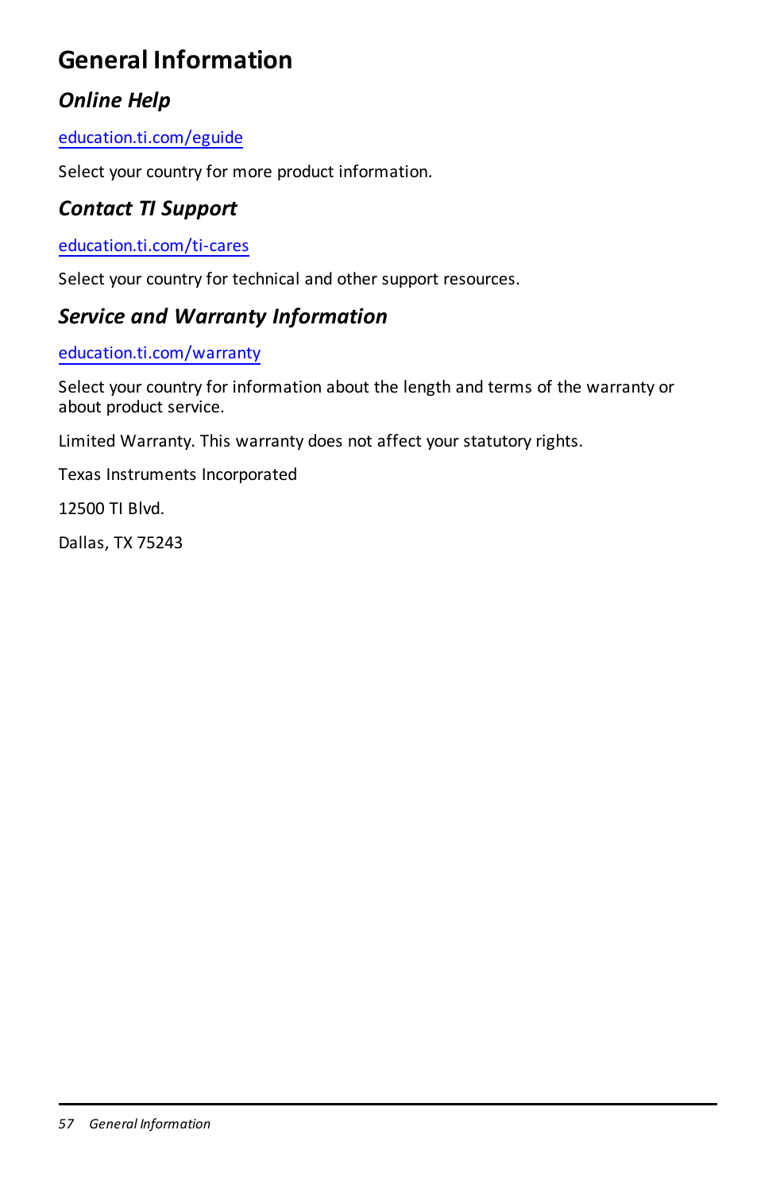# General Information

## *Online Help*

education.ti.com/eguide

Select your country for more product information.

## *Contact TI Support*

education.ti.com/ti-cares

Select your country for technical and other support resources.

## *Service and Warranty Information*

education.ti.com/warranty

Select your country for information about the length and terms of the warranty or about product service.

Limited Warranty. This warranty does not affect your statutory rights.

Texas Instruments Incorporated

12500 TI Blvd.

Dallas, TX 75243